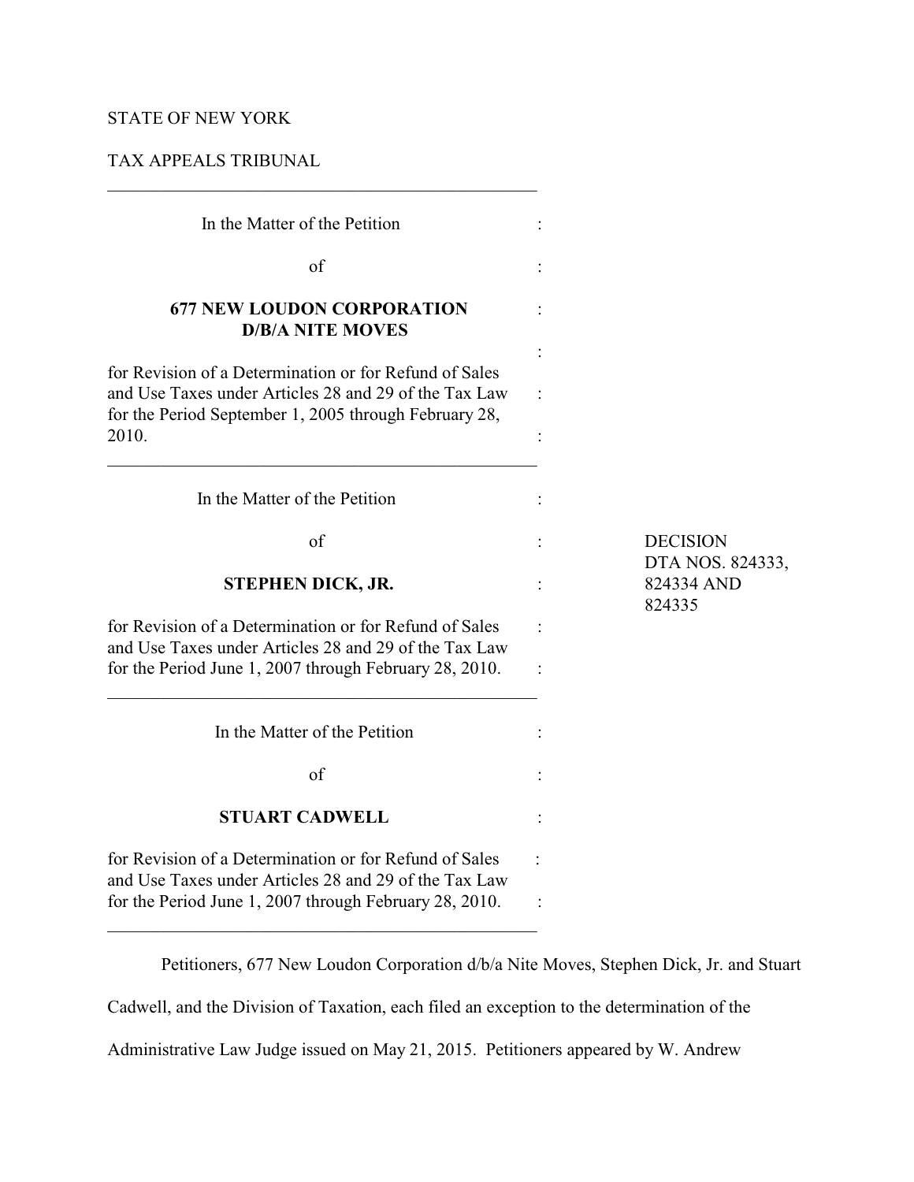STATE OF NEW YORK

TAX APPEALS TRIBUNAL

---

In the Matter of the Petition

of

**677 NEW LOUDON CORPORATION D/B/A NITE MOVES**

for Revision of a Determination or for Refund of Sales and Use Taxes under Articles 28 and 29 of the Tax Law for the Period September 1, 2005 through February 28, 2010.

---

In the Matter of the Petition

of

**STEPHEN DICK, JR.**

for Revision of a Determination or for Refund of Sales and Use Taxes under Articles 28 and 29 of the Tax Law for the Period June 1, 2007 through February 28, 2010.

---

In the Matter of the Petition

of

**STUART CADWELL**

for Revision of a Determination or for Refund of Sales and Use Taxes under Articles 28 and 29 of the Tax Law for the Period June 1, 2007 through February 28, 2010.

---

DECISION
DTA NOS. 824333, 824334 AND 824335

Petitioners, 677 New Loudon Corporation d/b/a Nite Moves, Stephen Dick, Jr. and Stuart Cadwell, and the Division of Taxation, each filed an exception to the determination of the Administrative Law Judge issued on May 21, 2015. Petitioners appeared by W. Andrew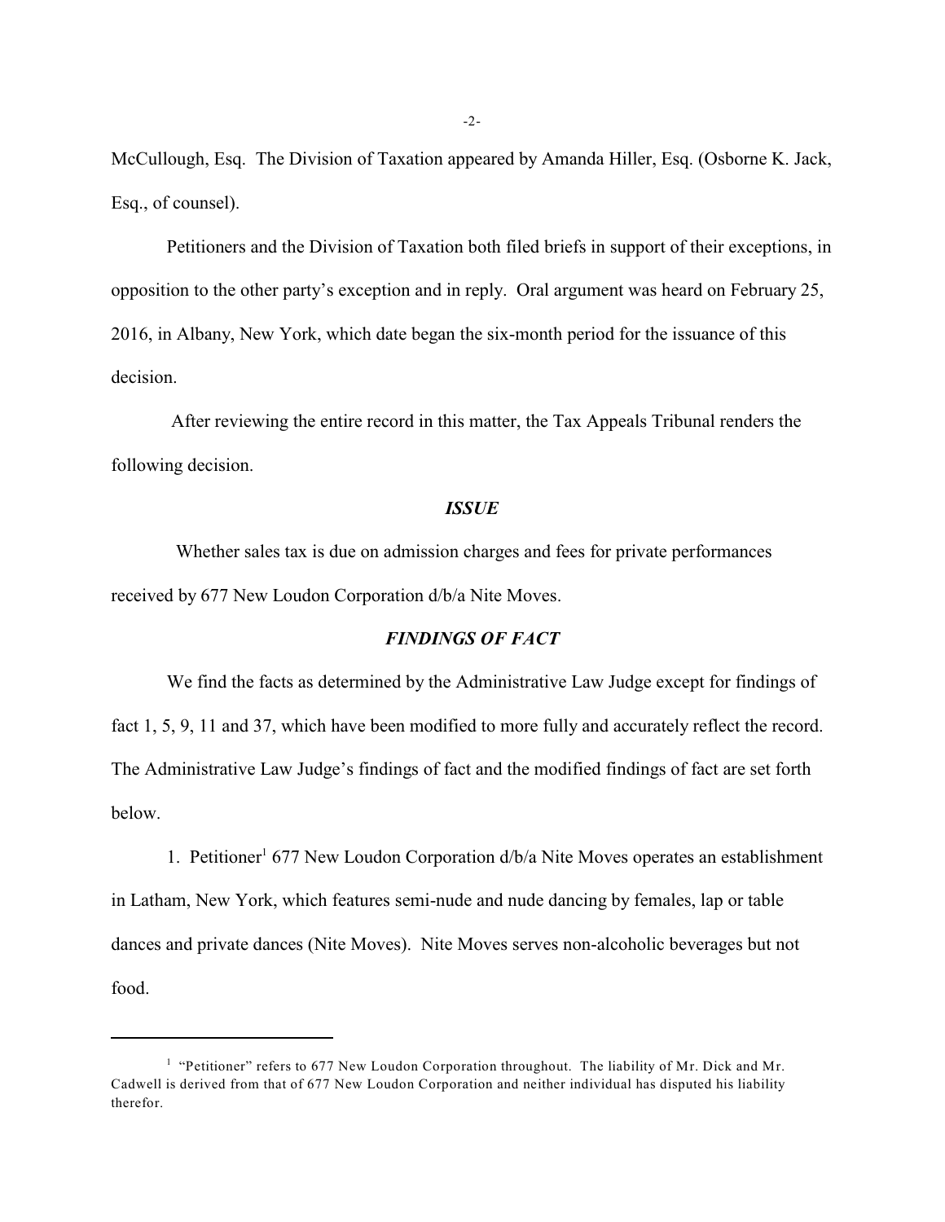McCullough, Esq. The Division of Taxation appeared by Amanda Hiller, Esq. (Osborne K. Jack, Esq., of counsel).

Petitioners and the Division of Taxation both filed briefs in support of their exceptions, in opposition to the other party's exception and in reply. Oral argument was heard on February 25, 2016, in Albany, New York, which date began the six-month period for the issuance of this decision.

After reviewing the entire record in this matter, the Tax Appeals Tribunal renders the following decision.

## *ISSUE*

Whether sales tax is due on admission charges and fees for private performances received by 677 New Loudon Corporation d/b/a Nite Moves.

## *FINDINGS OF FACT*

We find the facts as determined by the Administrative Law Judge except for findings of fact 1, 5, 9, 11 and 37, which have been modified to more fully and accurately reflect the record. The Administrative Law Judge's findings of fact and the modified findings of fact are set forth below.

1. Petitioner[1] 677 New Loudon Corporation d/b/a Nite Moves operates an establishment in Latham, New York, which features semi-nude and nude dancing by females, lap or table dances and private dances (Nite Moves). Nite Moves serves non-alcoholic beverages but not food.

---

[1] "Petitioner" refers to 677 New Loudon Corporation throughout. The liability of Mr. Dick and Mr. Cadwell is derived from that of 677 New Loudon Corporation and neither individual has disputed his liability therefor.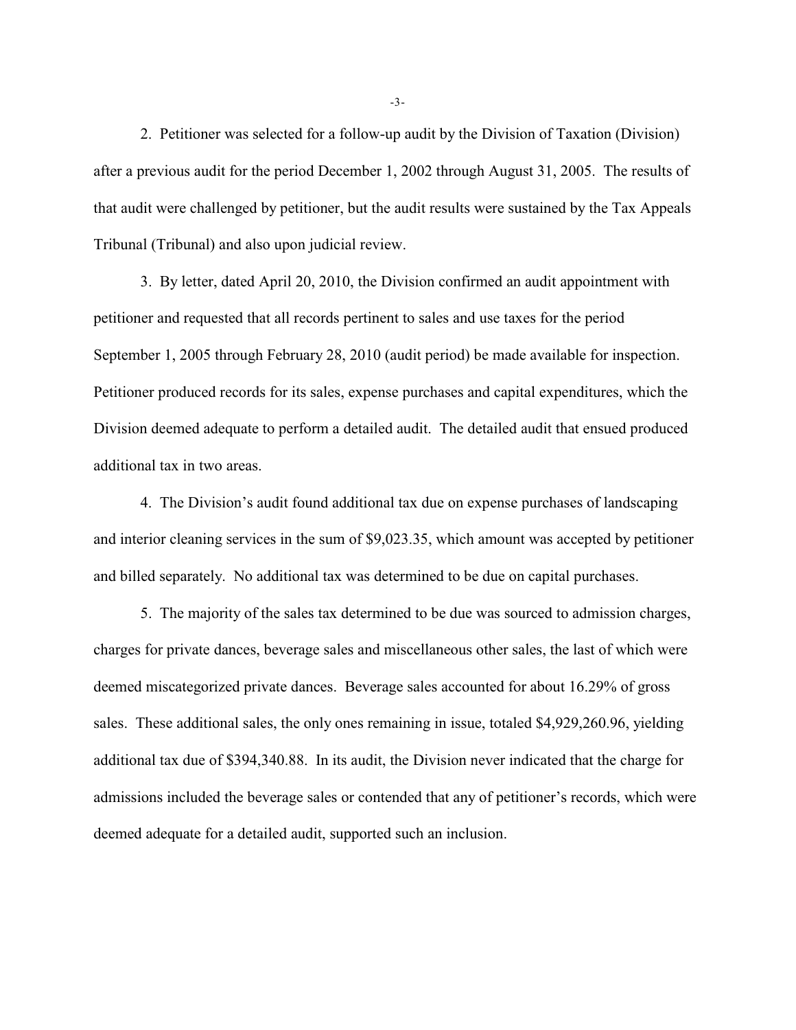2. Petitioner was selected for a follow-up audit by the Division of Taxation (Division) after a previous audit for the period December 1, 2002 through August 31, 2005. The results of that audit were challenged by petitioner, but the audit results were sustained by the Tax Appeals Tribunal (Tribunal) and also upon judicial review.

3. By letter, dated April 20, 2010, the Division confirmed an audit appointment with petitioner and requested that all records pertinent to sales and use taxes for the period September 1, 2005 through February 28, 2010 (audit period) be made available for inspection. Petitioner produced records for its sales, expense purchases and capital expenditures, which the Division deemed adequate to perform a detailed audit. The detailed audit that ensued produced additional tax in two areas.

4. The Division's audit found additional tax due on expense purchases of landscaping and interior cleaning services in the sum of $9,023.35, which amount was accepted by petitioner and billed separately. No additional tax was determined to be due on capital purchases.

5. The majority of the sales tax determined to be due was sourced to admission charges, charges for private dances, beverage sales and miscellaneous other sales, the last of which were deemed miscategorized private dances. Beverage sales accounted for about 16.29% of gross sales. These additional sales, the only ones remaining in issue, totaled $4,929,260.96, yielding additional tax due of $394,340.88. In its audit, the Division never indicated that the charge for admissions included the beverage sales or contended that any of petitioner's records, which were deemed adequate for a detailed audit, supported such an inclusion.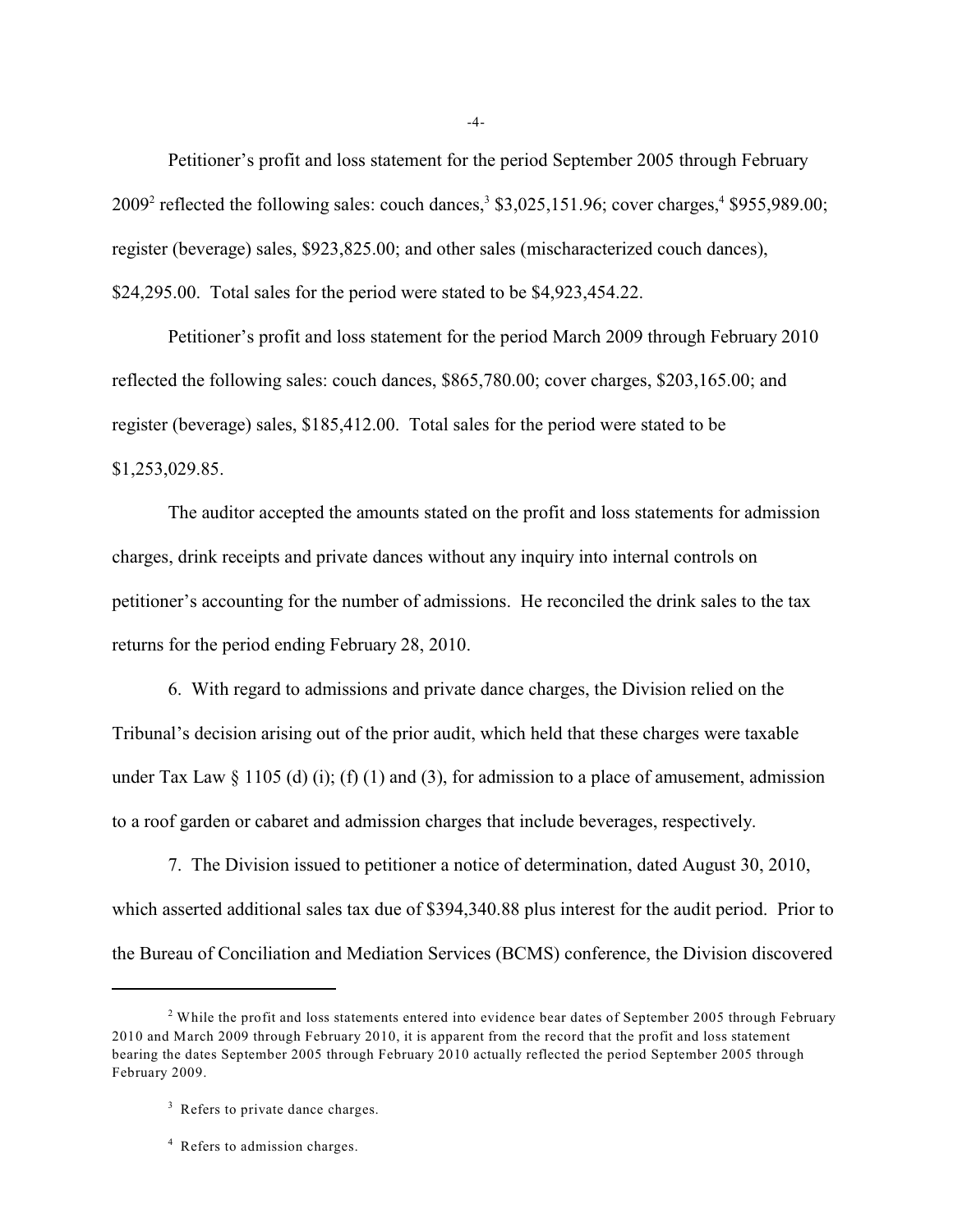Petitioner's profit and loss statement for the period September 2005 through February 2009[2] reflected the following sales: couch dances,[3] $3,025,151.96; cover charges,[4] $955,989.00; register (beverage) sales, $923,825.00; and other sales (mischaracterized couch dances), $24,295.00. Total sales for the period were stated to be $4,923,454.22.

Petitioner's profit and loss statement for the period March 2009 through February 2010 reflected the following sales: couch dances, $865,780.00; cover charges, $203,165.00; and register (beverage) sales, $185,412.00. Total sales for the period were stated to be $1,253,029.85.

The auditor accepted the amounts stated on the profit and loss statements for admission charges, drink receipts and private dances without any inquiry into internal controls on petitioner's accounting for the number of admissions. He reconciled the drink sales to the tax returns for the period ending February 28, 2010.

6. With regard to admissions and private dance charges, the Division relied on the Tribunal's decision arising out of the prior audit, which held that these charges were taxable under Tax Law § 1105 (d) (i); (f) (1) and (3), for admission to a place of amusement, admission to a roof garden or cabaret and admission charges that include beverages, respectively.

7. The Division issued to petitioner a notice of determination, dated August 30, 2010, which asserted additional sales tax due of $394,340.88 plus interest for the audit period. Prior to the Bureau of Conciliation and Mediation Services (BCMS) conference, the Division discovered

---

[2] While the profit and loss statements entered into evidence bear dates of September 2005 through February 2010 and March 2009 through February 2010, it is apparent from the record that the profit and loss statement bearing the dates September 2005 through February 2010 actually reflected the period September 2005 through February 2009.

[3] Refers to private dance charges.

[4] Refers to admission charges.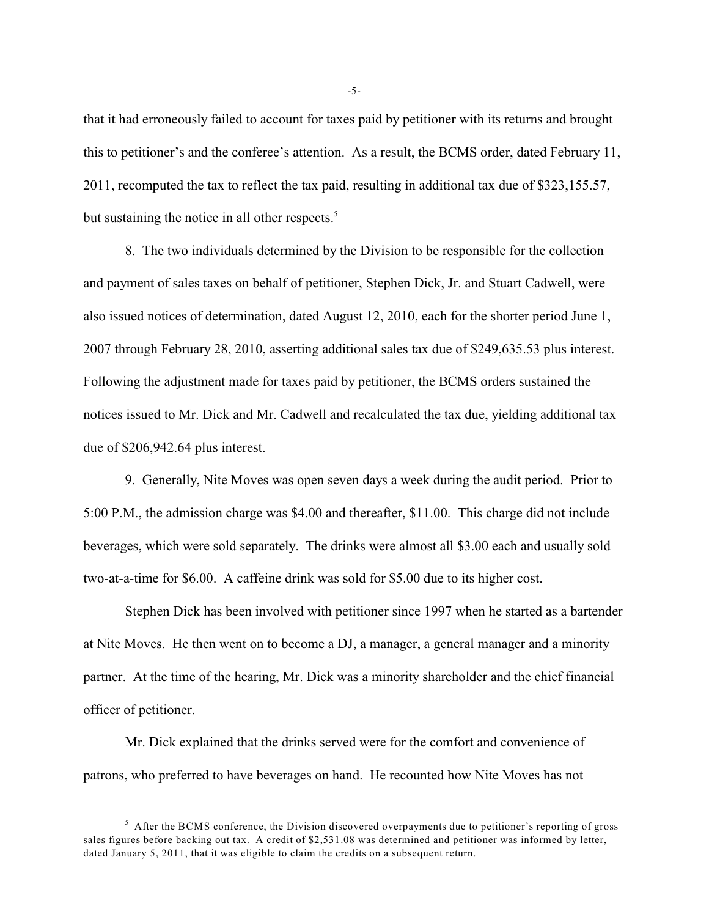that it had erroneously failed to account for taxes paid by petitioner with its returns and brought this to petitioner's and the conferee's attention. As a result, the BCMS order, dated February 11, 2011, recomputed the tax to reflect the tax paid, resulting in additional tax due of $323,155.57, but sustaining the notice in all other respects.[5]

8. The two individuals determined by the Division to be responsible for the collection and payment of sales taxes on behalf of petitioner, Stephen Dick, Jr. and Stuart Cadwell, were also issued notices of determination, dated August 12, 2010, each for the shorter period June 1, 2007 through February 28, 2010, asserting additional sales tax due of $249,635.53 plus interest. Following the adjustment made for taxes paid by petitioner, the BCMS orders sustained the notices issued to Mr. Dick and Mr. Cadwell and recalculated the tax due, yielding additional tax due of $206,942.64 plus interest.

9. Generally, Nite Moves was open seven days a week during the audit period. Prior to 5:00 P.M., the admission charge was $4.00 and thereafter, $11.00. This charge did not include beverages, which were sold separately. The drinks were almost all $3.00 each and usually sold two-at-a-time for $6.00. A caffeine drink was sold for $5.00 due to its higher cost.

Stephen Dick has been involved with petitioner since 1997 when he started as a bartender at Nite Moves. He then went on to become a DJ, a manager, a general manager and a minority partner. At the time of the hearing, Mr. Dick was a minority shareholder and the chief financial officer of petitioner.

Mr. Dick explained that the drinks served were for the comfort and convenience of patrons, who preferred to have beverages on hand. He recounted how Nite Moves has not

---

[5] After the BCMS conference, the Division discovered overpayments due to petitioner's reporting of gross sales figures before backing out tax. A credit of $2,531.08 was determined and petitioner was informed by letter, dated January 5, 2011, that it was eligible to claim the credits on a subsequent return.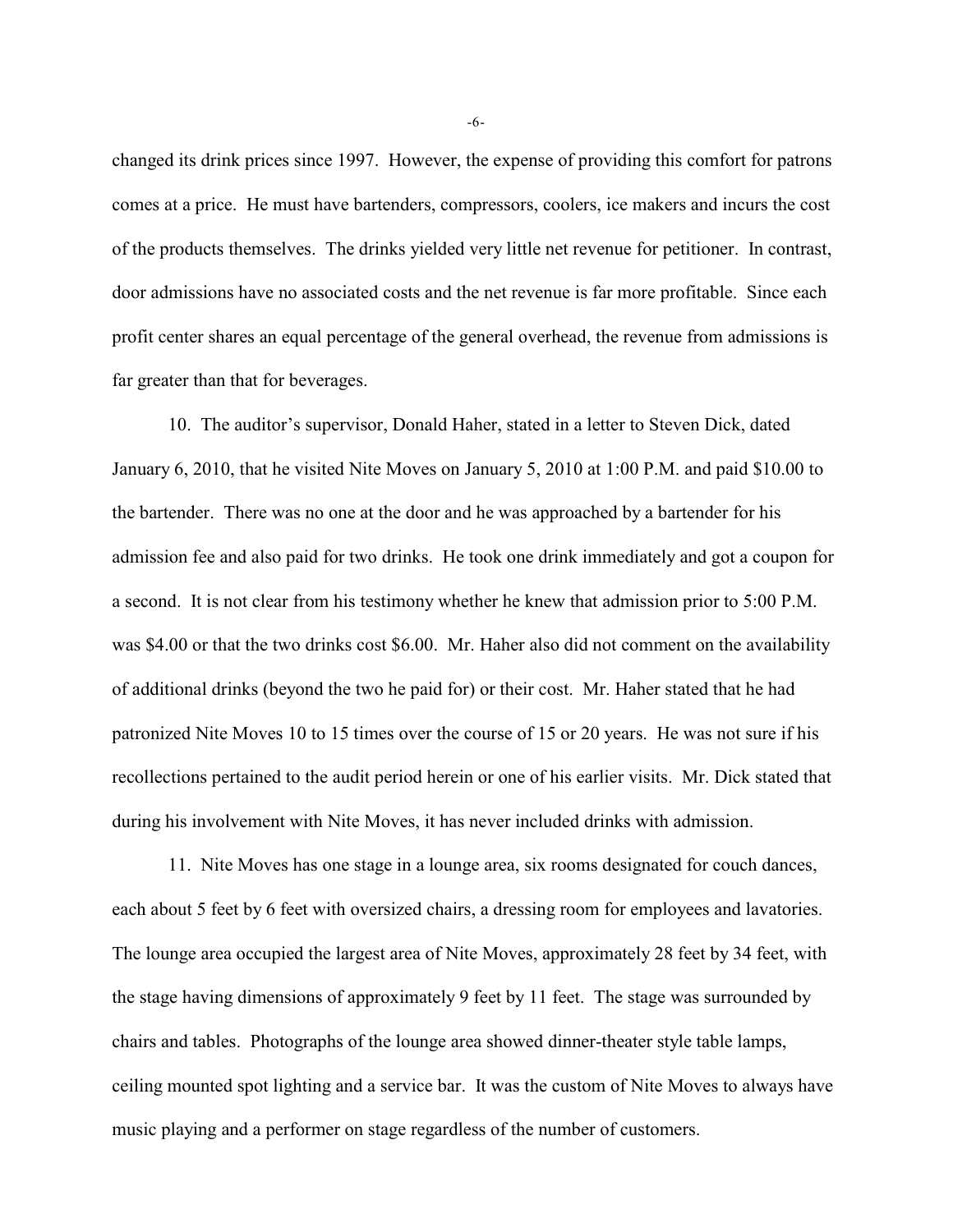changed its drink prices since 1997. However, the expense of providing this comfort for patrons comes at a price. He must have bartenders, compressors, coolers, ice makers and incurs the cost of the products themselves. The drinks yielded very little net revenue for petitioner. In contrast, door admissions have no associated costs and the net revenue is far more profitable. Since each profit center shares an equal percentage of the general overhead, the revenue from admissions is far greater than that for beverages.

10. The auditor's supervisor, Donald Haher, stated in a letter to Steven Dick, dated January 6, 2010, that he visited Nite Moves on January 5, 2010 at 1:00 P.M. and paid $10.00 to the bartender. There was no one at the door and he was approached by a bartender for his admission fee and also paid for two drinks. He took one drink immediately and got a coupon for a second. It is not clear from his testimony whether he knew that admission prior to 5:00 P.M. was $4.00 or that the two drinks cost $6.00. Mr. Haher also did not comment on the availability of additional drinks (beyond the two he paid for) or their cost. Mr. Haher stated that he had patronized Nite Moves 10 to 15 times over the course of 15 or 20 years. He was not sure if his recollections pertained to the audit period herein or one of his earlier visits. Mr. Dick stated that during his involvement with Nite Moves, it has never included drinks with admission.

11. Nite Moves has one stage in a lounge area, six rooms designated for couch dances, each about 5 feet by 6 feet with oversized chairs, a dressing room for employees and lavatories. The lounge area occupied the largest area of Nite Moves, approximately 28 feet by 34 feet, with the stage having dimensions of approximately 9 feet by 11 feet. The stage was surrounded by chairs and tables. Photographs of the lounge area showed dinner-theater style table lamps, ceiling mounted spot lighting and a service bar. It was the custom of Nite Moves to always have music playing and a performer on stage regardless of the number of customers.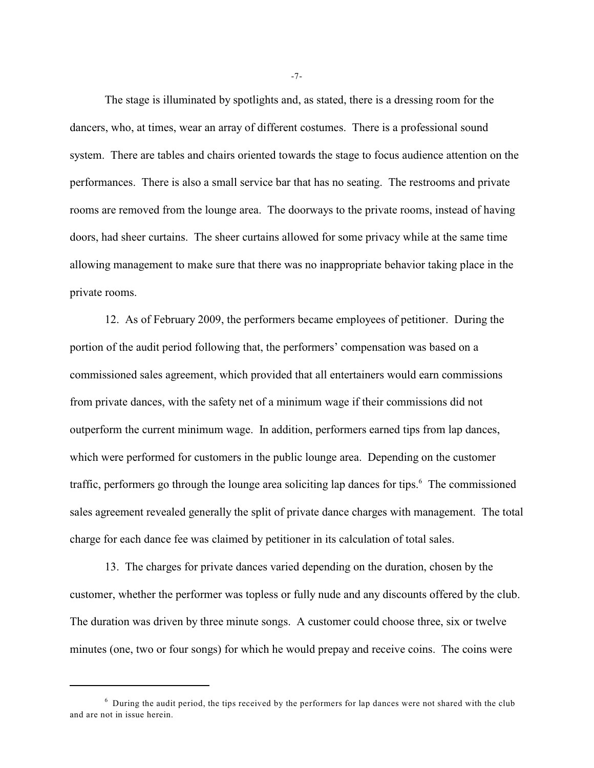The stage is illuminated by spotlights and, as stated, there is a dressing room for the dancers, who, at times, wear an array of different costumes. There is a professional sound system. There are tables and chairs oriented towards the stage to focus audience attention on the performances. There is also a small service bar that has no seating. The restrooms and private rooms are removed from the lounge area. The doorways to the private rooms, instead of having doors, had sheer curtains. The sheer curtains allowed for some privacy while at the same time allowing management to make sure that there was no inappropriate behavior taking place in the private rooms.

12. As of February 2009, the performers became employees of petitioner. During the portion of the audit period following that, the performers' compensation was based on a commissioned sales agreement, which provided that all entertainers would earn commissions from private dances, with the safety net of a minimum wage if their commissions did not outperform the current minimum wage. In addition, performers earned tips from lap dances, which were performed for customers in the public lounge area. Depending on the customer traffic, performers go through the lounge area soliciting lap dances for tips.[6] The commissioned sales agreement revealed generally the split of private dance charges with management. The total charge for each dance fee was claimed by petitioner in its calculation of total sales.

13. The charges for private dances varied depending on the duration, chosen by the customer, whether the performer was topless or fully nude and any discounts offered by the club. The duration was driven by three minute songs. A customer could choose three, six or twelve minutes (one, two or four songs) for which he would prepay and receive coins. The coins were

---

[6] During the audit period, the tips received by the performers for lap dances were not shared with the club and are not in issue herein.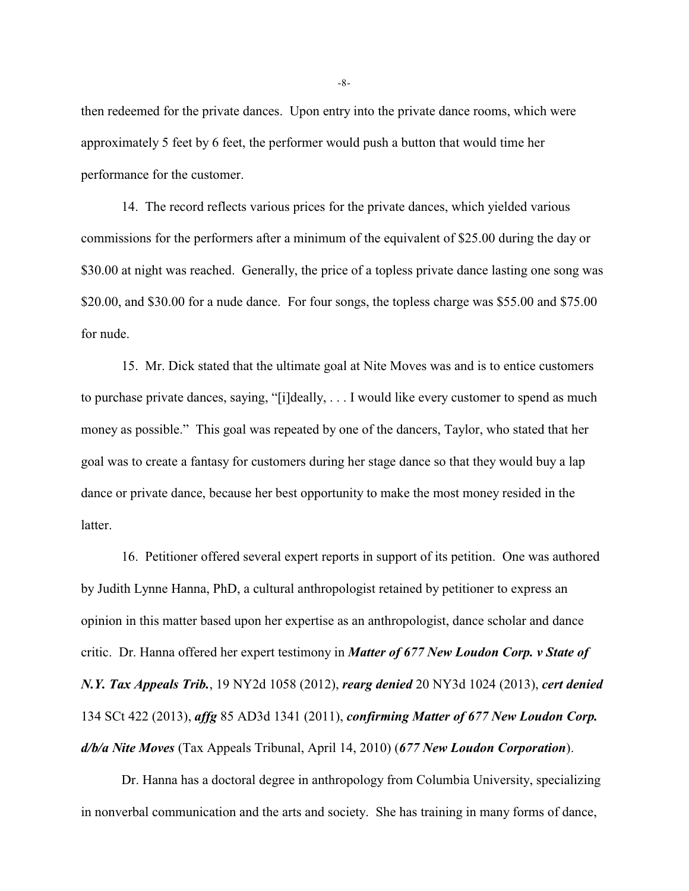then redeemed for the private dances. Upon entry into the private dance rooms, which were approximately 5 feet by 6 feet, the performer would push a button that would time her performance for the customer.

14. The record reflects various prices for the private dances, which yielded various commissions for the performers after a minimum of the equivalent of $25.00 during the day or $30.00 at night was reached. Generally, the price of a topless private dance lasting one song was $20.00, and $30.00 for a nude dance. For four songs, the topless charge was $55.00 and $75.00 for nude.

15. Mr. Dick stated that the ultimate goal at Nite Moves was and is to entice customers to purchase private dances, saying, "[i]deally, . . . I would like every customer to spend as much money as possible." This goal was repeated by one of the dancers, Taylor, who stated that her goal was to create a fantasy for customers during her stage dance so that they would buy a lap dance or private dance, because her best opportunity to make the most money resided in the latter.

16. Petitioner offered several expert reports in support of its petition. One was authored by Judith Lynne Hanna, PhD, a cultural anthropologist retained by petitioner to express an opinion in this matter based upon her expertise as an anthropologist, dance scholar and dance critic. Dr. Hanna offered her expert testimony in ***Matter of 677 New Loudon Corp. v State of N.Y. Tax Appeals Trib.***, 19 NY2d 1058 (2012), ***rearg denied*** 20 NY3d 1024 (2013), ***cert denied*** 134 SCt 422 (2013), ***affg*** 85 AD3d 1341 (2011), ***confirming Matter of 677 New Loudon Corp. d/b/a Nite Moves*** (Tax Appeals Tribunal, April 14, 2010) (***677 New Loudon Corporation***).

Dr. Hanna has a doctoral degree in anthropology from Columbia University, specializing in nonverbal communication and the arts and society. She has training in many forms of dance,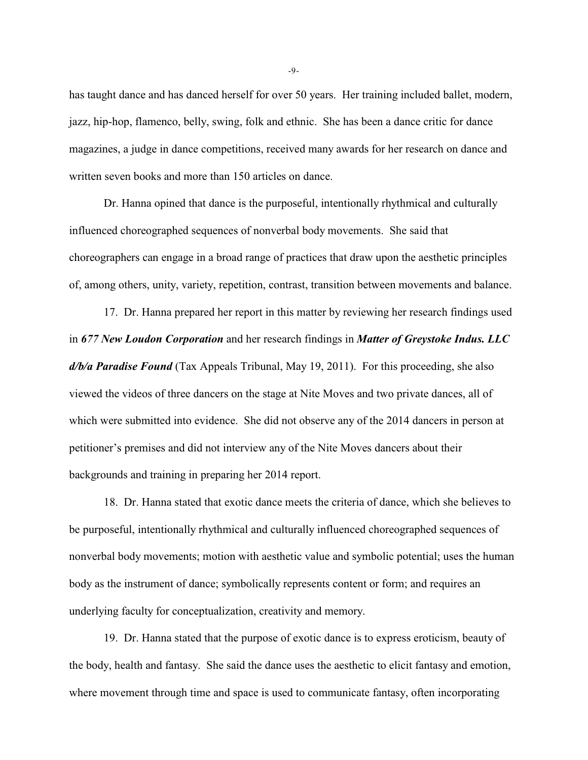has taught dance and has danced herself for over 50 years. Her training included ballet, modern, jazz, hip-hop, flamenco, belly, swing, folk and ethnic. She has been a dance critic for dance magazines, a judge in dance competitions, received many awards for her research on dance and written seven books and more than 150 articles on dance.

Dr. Hanna opined that dance is the purposeful, intentionally rhythmical and culturally influenced choreographed sequences of nonverbal body movements. She said that choreographers can engage in a broad range of practices that draw upon the aesthetic principles of, among others, unity, variety, repetition, contrast, transition between movements and balance.

17. Dr. Hanna prepared her report in this matter by reviewing her research findings used in ***677 New Loudon Corporation*** and her research findings in ***Matter of Greystoke Indus. LLC d/b/a Paradise Found*** (Tax Appeals Tribunal, May 19, 2011). For this proceeding, she also viewed the videos of three dancers on the stage at Nite Moves and two private dances, all of which were submitted into evidence. She did not observe any of the 2014 dancers in person at petitioner's premises and did not interview any of the Nite Moves dancers about their backgrounds and training in preparing her 2014 report.

18. Dr. Hanna stated that exotic dance meets the criteria of dance, which she believes to be purposeful, intentionally rhythmical and culturally influenced choreographed sequences of nonverbal body movements; motion with aesthetic value and symbolic potential; uses the human body as the instrument of dance; symbolically represents content or form; and requires an underlying faculty for conceptualization, creativity and memory.

19. Dr. Hanna stated that the purpose of exotic dance is to express eroticism, beauty of the body, health and fantasy. She said the dance uses the aesthetic to elicit fantasy and emotion, where movement through time and space is used to communicate fantasy, often incorporating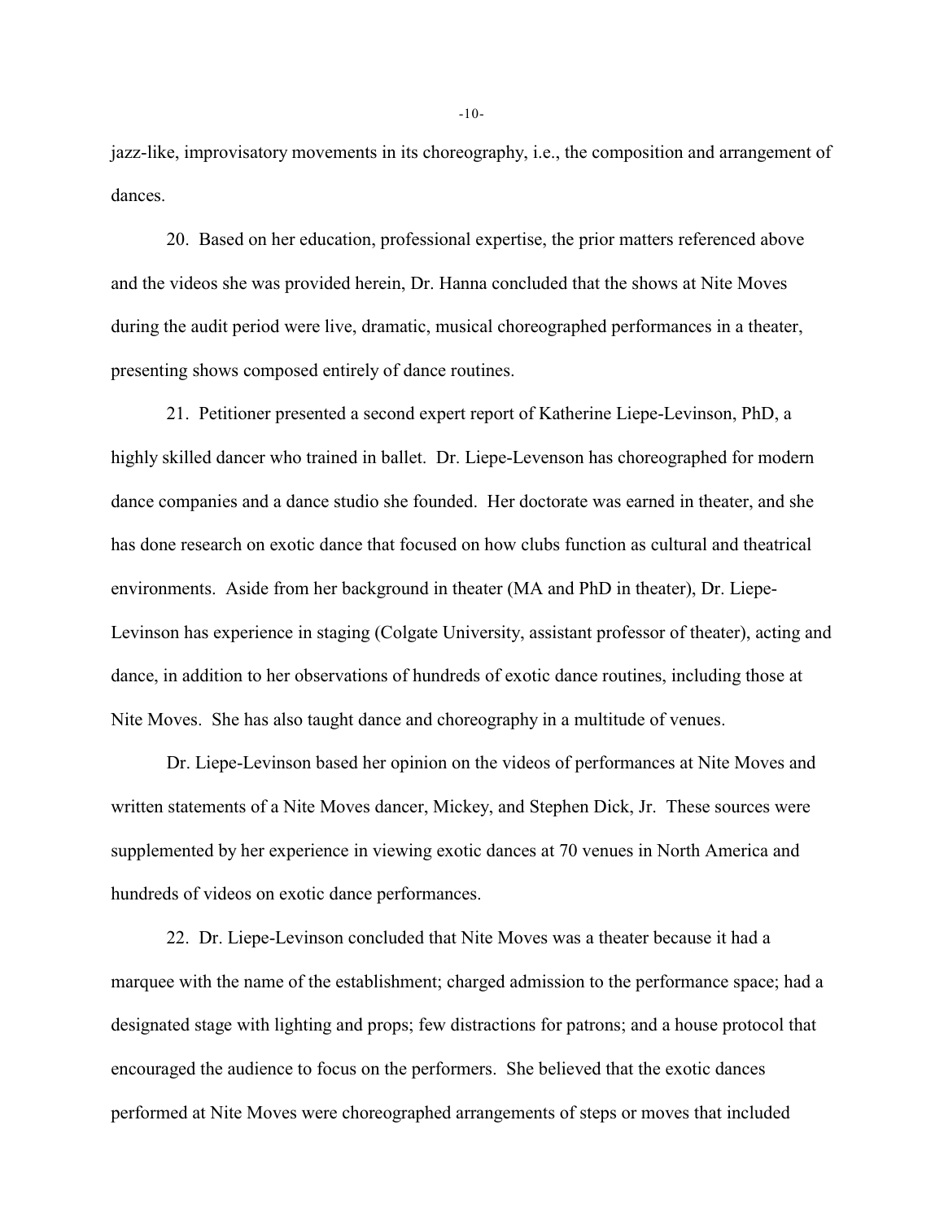jazz-like, improvisatory movements in its choreography, i.e., the composition and arrangement of dances.

20. Based on her education, professional expertise, the prior matters referenced above and the videos she was provided herein, Dr. Hanna concluded that the shows at Nite Moves during the audit period were live, dramatic, musical choreographed performances in a theater, presenting shows composed entirely of dance routines.

21. Petitioner presented a second expert report of Katherine Liepe-Levinson, PhD, a highly skilled dancer who trained in ballet. Dr. Liepe-Levenson has choreographed for modern dance companies and a dance studio she founded. Her doctorate was earned in theater, and she has done research on exotic dance that focused on how clubs function as cultural and theatrical environments. Aside from her background in theater (MA and PhD in theater), Dr. Liepe-Levinson has experience in staging (Colgate University, assistant professor of theater), acting and dance, in addition to her observations of hundreds of exotic dance routines, including those at Nite Moves. She has also taught dance and choreography in a multitude of venues.

Dr. Liepe-Levinson based her opinion on the videos of performances at Nite Moves and written statements of a Nite Moves dancer, Mickey, and Stephen Dick, Jr. These sources were supplemented by her experience in viewing exotic dances at 70 venues in North America and hundreds of videos on exotic dance performances.

22. Dr. Liepe-Levinson concluded that Nite Moves was a theater because it had a marquee with the name of the establishment; charged admission to the performance space; had a designated stage with lighting and props; few distractions for patrons; and a house protocol that encouraged the audience to focus on the performers. She believed that the exotic dances performed at Nite Moves were choreographed arrangements of steps or moves that included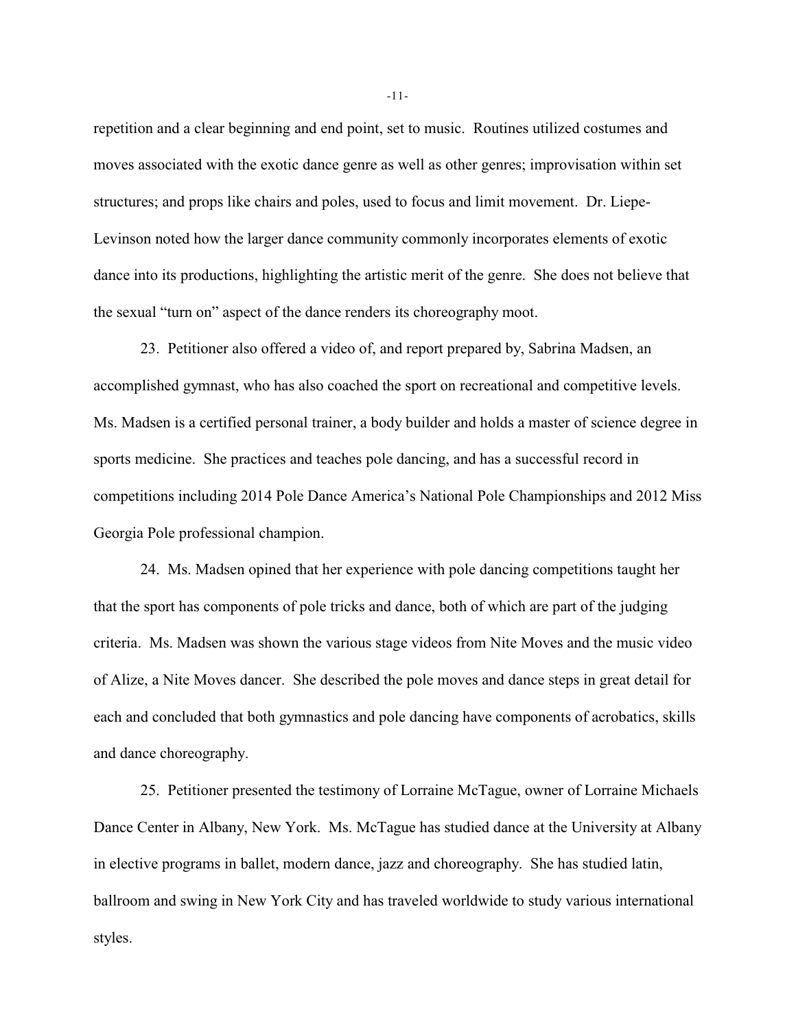repetition and a clear beginning and end point, set to music. Routines utilized costumes and moves associated with the exotic dance genre as well as other genres; improvisation within set structures; and props like chairs and poles, used to focus and limit movement. Dr. Liepe-Levinson noted how the larger dance community commonly incorporates elements of exotic dance into its productions, highlighting the artistic merit of the genre. She does not believe that the sexual "turn on" aspect of the dance renders its choreography moot.

23. Petitioner also offered a video of, and report prepared by, Sabrina Madsen, an accomplished gymnast, who has also coached the sport on recreational and competitive levels. Ms. Madsen is a certified personal trainer, a body builder and holds a master of science degree in sports medicine. She practices and teaches pole dancing, and has a successful record in competitions including 2014 Pole Dance America's National Pole Championships and 2012 Miss Georgia Pole professional champion.

24. Ms. Madsen opined that her experience with pole dancing competitions taught her that the sport has components of pole tricks and dance, both of which are part of the judging criteria. Ms. Madsen was shown the various stage videos from Nite Moves and the music video of Alize, a Nite Moves dancer. She described the pole moves and dance steps in great detail for each and concluded that both gymnastics and pole dancing have components of acrobatics, skills and dance choreography.

25. Petitioner presented the testimony of Lorraine McTague, owner of Lorraine Michaels Dance Center in Albany, New York. Ms. McTague has studied dance at the University at Albany in elective programs in ballet, modern dance, jazz and choreography. She has studied latin, ballroom and swing in New York City and has traveled worldwide to study various international styles.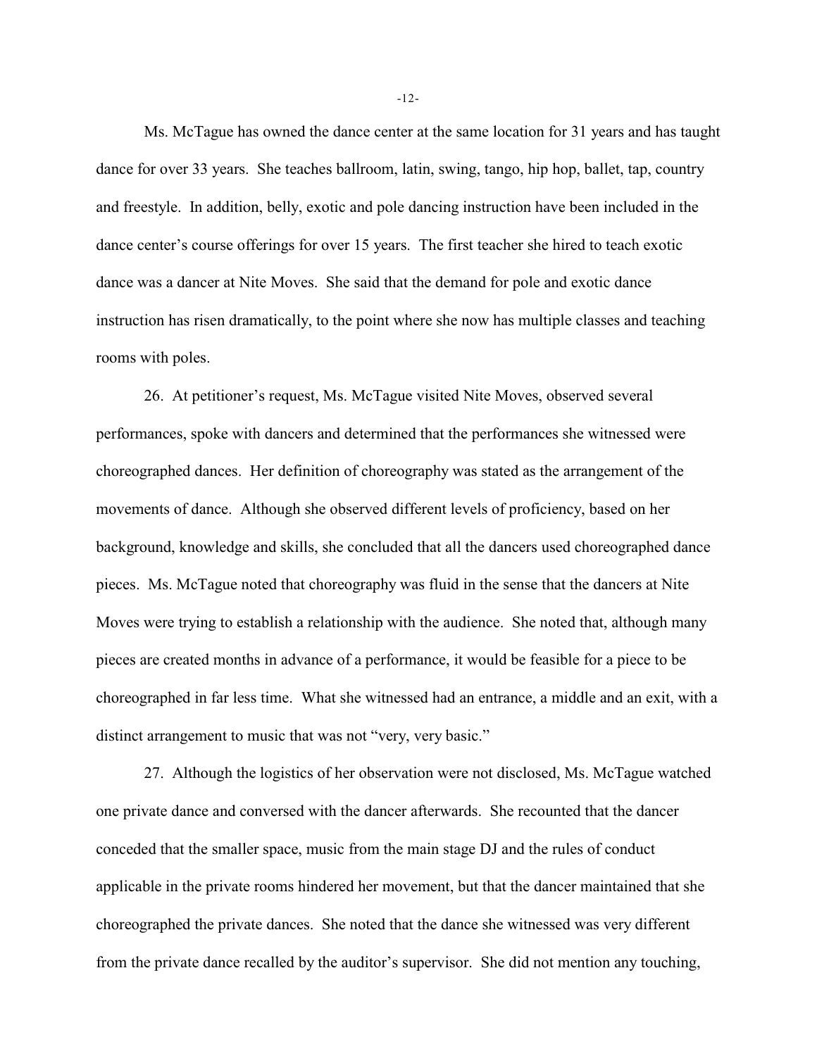Ms. McTague has owned the dance center at the same location for 31 years and has taught dance for over 33 years. She teaches ballroom, latin, swing, tango, hip hop, ballet, tap, country and freestyle. In addition, belly, exotic and pole dancing instruction have been included in the dance center's course offerings for over 15 years. The first teacher she hired to teach exotic dance was a dancer at Nite Moves. She said that the demand for pole and exotic dance instruction has risen dramatically, to the point where she now has multiple classes and teaching rooms with poles.

26. At petitioner's request, Ms. McTague visited Nite Moves, observed several performances, spoke with dancers and determined that the performances she witnessed were choreographed dances. Her definition of choreography was stated as the arrangement of the movements of dance. Although she observed different levels of proficiency, based on her background, knowledge and skills, she concluded that all the dancers used choreographed dance pieces. Ms. McTague noted that choreography was fluid in the sense that the dancers at Nite Moves were trying to establish a relationship with the audience. She noted that, although many pieces are created months in advance of a performance, it would be feasible for a piece to be choreographed in far less time. What she witnessed had an entrance, a middle and an exit, with a distinct arrangement to music that was not "very, very basic."

27. Although the logistics of her observation were not disclosed, Ms. McTague watched one private dance and conversed with the dancer afterwards. She recounted that the dancer conceded that the smaller space, music from the main stage DJ and the rules of conduct applicable in the private rooms hindered her movement, but that the dancer maintained that she choreographed the private dances. She noted that the dance she witnessed was very different from the private dance recalled by the auditor's supervisor. She did not mention any touching,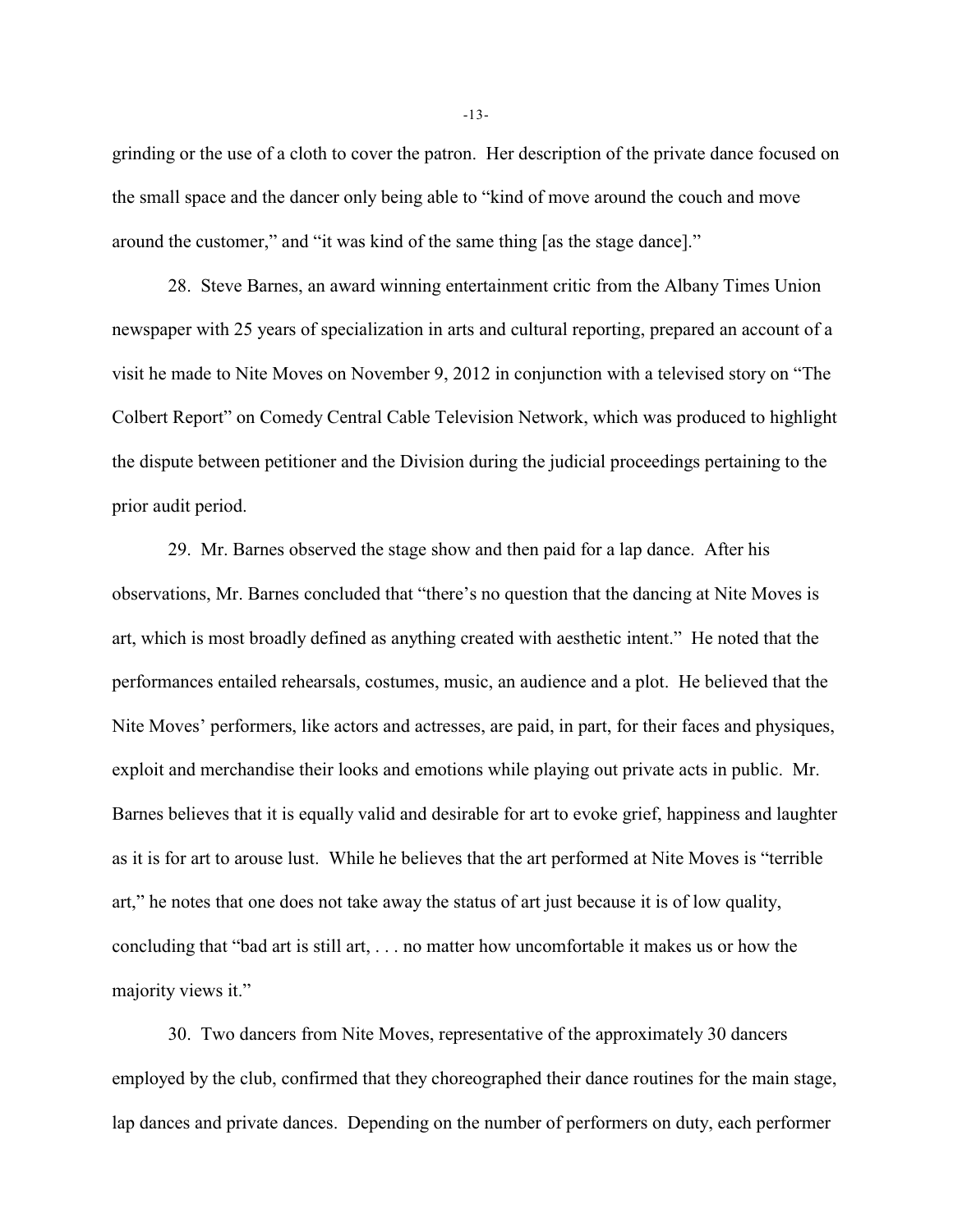grinding or the use of a cloth to cover the patron. Her description of the private dance focused on the small space and the dancer only being able to "kind of move around the couch and move around the customer," and "it was kind of the same thing [as the stage dance]."

28. Steve Barnes, an award winning entertainment critic from the Albany Times Union newspaper with 25 years of specialization in arts and cultural reporting, prepared an account of a visit he made to Nite Moves on November 9, 2012 in conjunction with a televised story on "The Colbert Report" on Comedy Central Cable Television Network, which was produced to highlight the dispute between petitioner and the Division during the judicial proceedings pertaining to the prior audit period.

29. Mr. Barnes observed the stage show and then paid for a lap dance. After his observations, Mr. Barnes concluded that "there's no question that the dancing at Nite Moves is art, which is most broadly defined as anything created with aesthetic intent." He noted that the performances entailed rehearsals, costumes, music, an audience and a plot. He believed that the Nite Moves' performers, like actors and actresses, are paid, in part, for their faces and physiques, exploit and merchandise their looks and emotions while playing out private acts in public. Mr. Barnes believes that it is equally valid and desirable for art to evoke grief, happiness and laughter as it is for art to arouse lust. While he believes that the art performed at Nite Moves is "terrible art," he notes that one does not take away the status of art just because it is of low quality, concluding that "bad art is still art, . . . no matter how uncomfortable it makes us or how the majority views it."

30. Two dancers from Nite Moves, representative of the approximately 30 dancers employed by the club, confirmed that they choreographed their dance routines for the main stage, lap dances and private dances. Depending on the number of performers on duty, each performer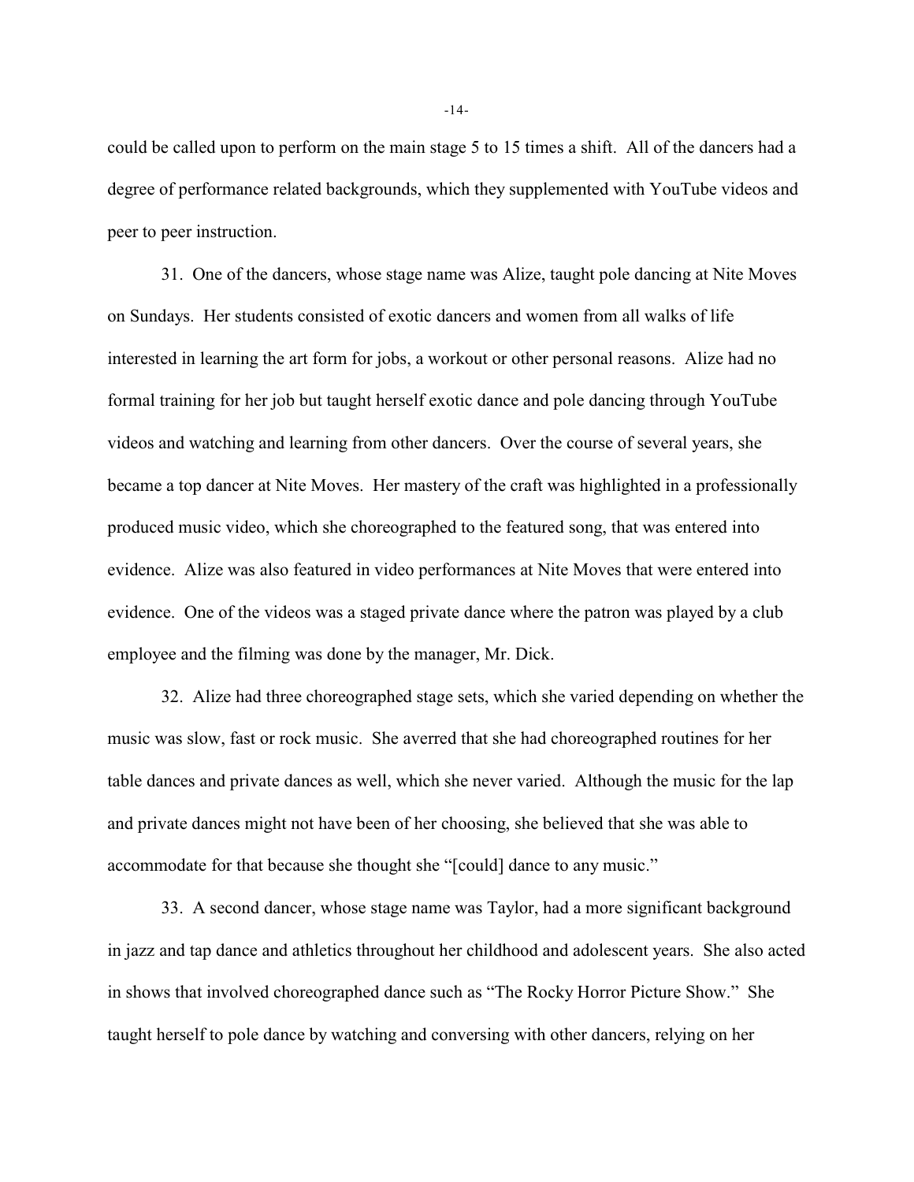could be called upon to perform on the main stage 5 to 15 times a shift. All of the dancers had a degree of performance related backgrounds, which they supplemented with YouTube videos and peer to peer instruction.

31. One of the dancers, whose stage name was Alize, taught pole dancing at Nite Moves on Sundays. Her students consisted of exotic dancers and women from all walks of life interested in learning the art form for jobs, a workout or other personal reasons. Alize had no formal training for her job but taught herself exotic dance and pole dancing through YouTube videos and watching and learning from other dancers. Over the course of several years, she became a top dancer at Nite Moves. Her mastery of the craft was highlighted in a professionally produced music video, which she choreographed to the featured song, that was entered into evidence. Alize was also featured in video performances at Nite Moves that were entered into evidence. One of the videos was a staged private dance where the patron was played by a club employee and the filming was done by the manager, Mr. Dick.

32. Alize had three choreographed stage sets, which she varied depending on whether the music was slow, fast or rock music. She averred that she had choreographed routines for her table dances and private dances as well, which she never varied. Although the music for the lap and private dances might not have been of her choosing, she believed that she was able to accommodate for that because she thought she "[could] dance to any music."

33. A second dancer, whose stage name was Taylor, had a more significant background in jazz and tap dance and athletics throughout her childhood and adolescent years. She also acted in shows that involved choreographed dance such as "The Rocky Horror Picture Show." She taught herself to pole dance by watching and conversing with other dancers, relying on her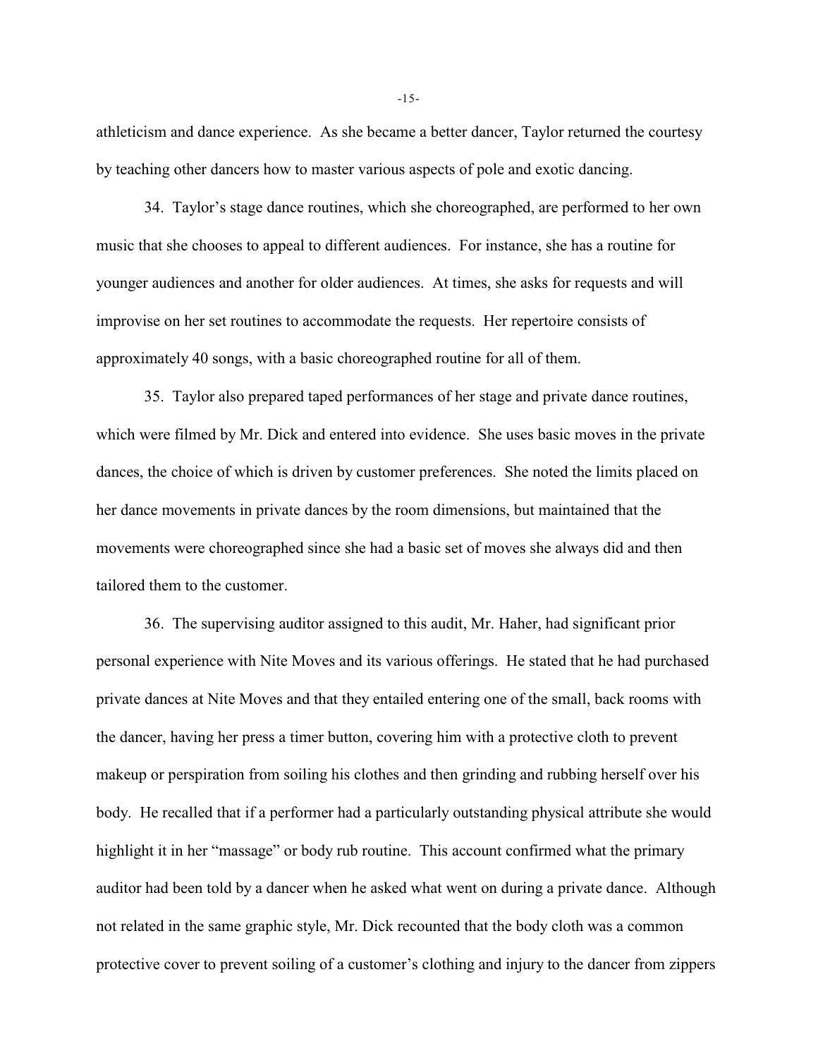athleticism and dance experience. As she became a better dancer, Taylor returned the courtesy by teaching other dancers how to master various aspects of pole and exotic dancing.

34. Taylor's stage dance routines, which she choreographed, are performed to her own music that she chooses to appeal to different audiences. For instance, she has a routine for younger audiences and another for older audiences. At times, she asks for requests and will improvise on her set routines to accommodate the requests. Her repertoire consists of approximately 40 songs, with a basic choreographed routine for all of them.

35. Taylor also prepared taped performances of her stage and private dance routines, which were filmed by Mr. Dick and entered into evidence. She uses basic moves in the private dances, the choice of which is driven by customer preferences. She noted the limits placed on her dance movements in private dances by the room dimensions, but maintained that the movements were choreographed since she had a basic set of moves she always did and then tailored them to the customer.

36. The supervising auditor assigned to this audit, Mr. Haher, had significant prior personal experience with Nite Moves and its various offerings. He stated that he had purchased private dances at Nite Moves and that they entailed entering one of the small, back rooms with the dancer, having her press a timer button, covering him with a protective cloth to prevent makeup or perspiration from soiling his clothes and then grinding and rubbing herself over his body. He recalled that if a performer had a particularly outstanding physical attribute she would highlight it in her "massage" or body rub routine. This account confirmed what the primary auditor had been told by a dancer when he asked what went on during a private dance. Although not related in the same graphic style, Mr. Dick recounted that the body cloth was a common protective cover to prevent soiling of a customer's clothing and injury to the dancer from zippers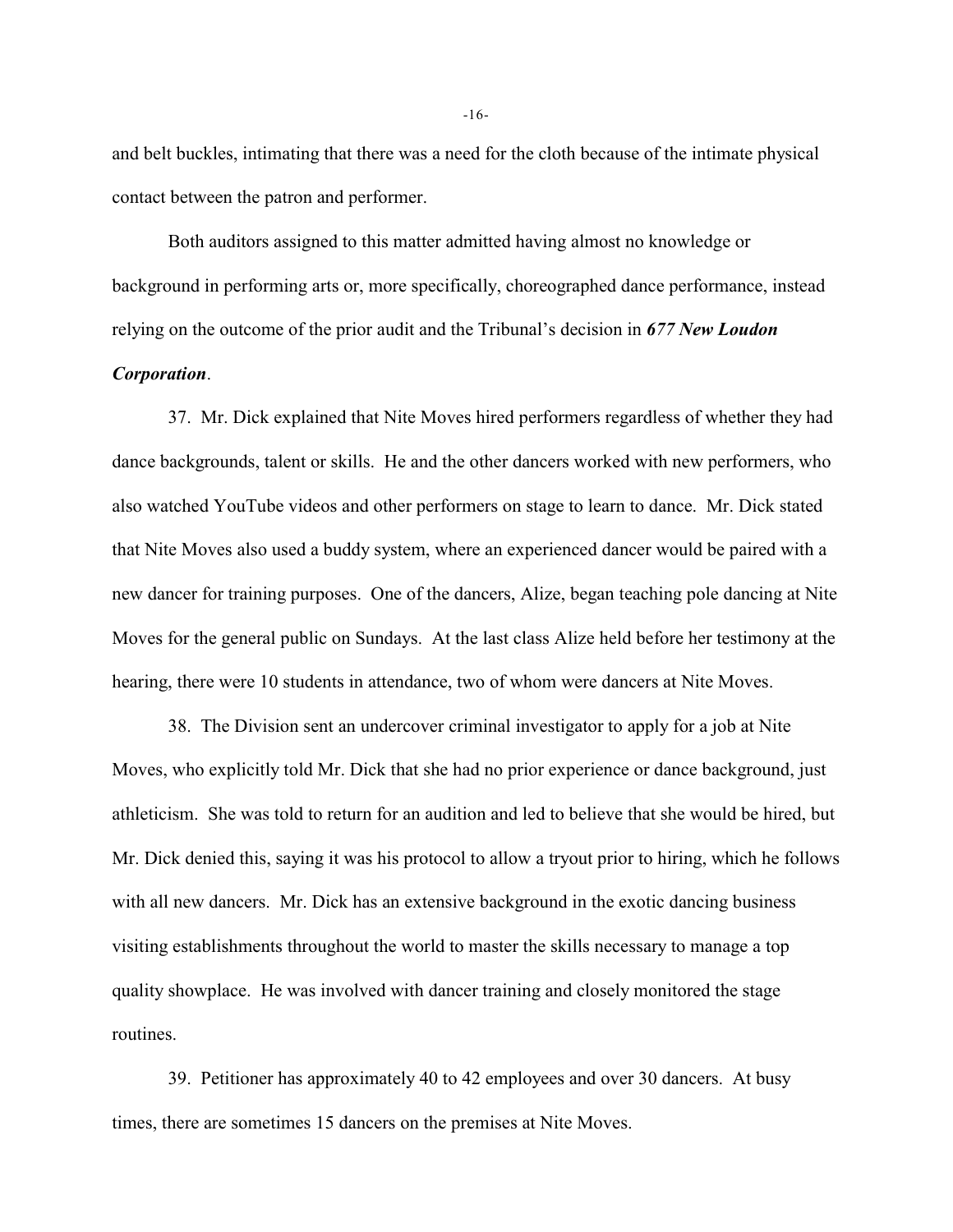and belt buckles, intimating that there was a need for the cloth because of the intimate physical contact between the patron and performer.

Both auditors assigned to this matter admitted having almost no knowledge or background in performing arts or, more specifically, choreographed dance performance, instead relying on the outcome of the prior audit and the Tribunal's decision in ***677 New Loudon Corporation***.

37. Mr. Dick explained that Nite Moves hired performers regardless of whether they had dance backgrounds, talent or skills. He and the other dancers worked with new performers, who also watched YouTube videos and other performers on stage to learn to dance. Mr. Dick stated that Nite Moves also used a buddy system, where an experienced dancer would be paired with a new dancer for training purposes. One of the dancers, Alize, began teaching pole dancing at Nite Moves for the general public on Sundays. At the last class Alize held before her testimony at the hearing, there were 10 students in attendance, two of whom were dancers at Nite Moves.

38. The Division sent an undercover criminal investigator to apply for a job at Nite Moves, who explicitly told Mr. Dick that she had no prior experience or dance background, just athleticism. She was told to return for an audition and led to believe that she would be hired, but Mr. Dick denied this, saying it was his protocol to allow a tryout prior to hiring, which he follows with all new dancers. Mr. Dick has an extensive background in the exotic dancing business visiting establishments throughout the world to master the skills necessary to manage a top quality showplace. He was involved with dancer training and closely monitored the stage routines.

39. Petitioner has approximately 40 to 42 employees and over 30 dancers. At busy times, there are sometimes 15 dancers on the premises at Nite Moves.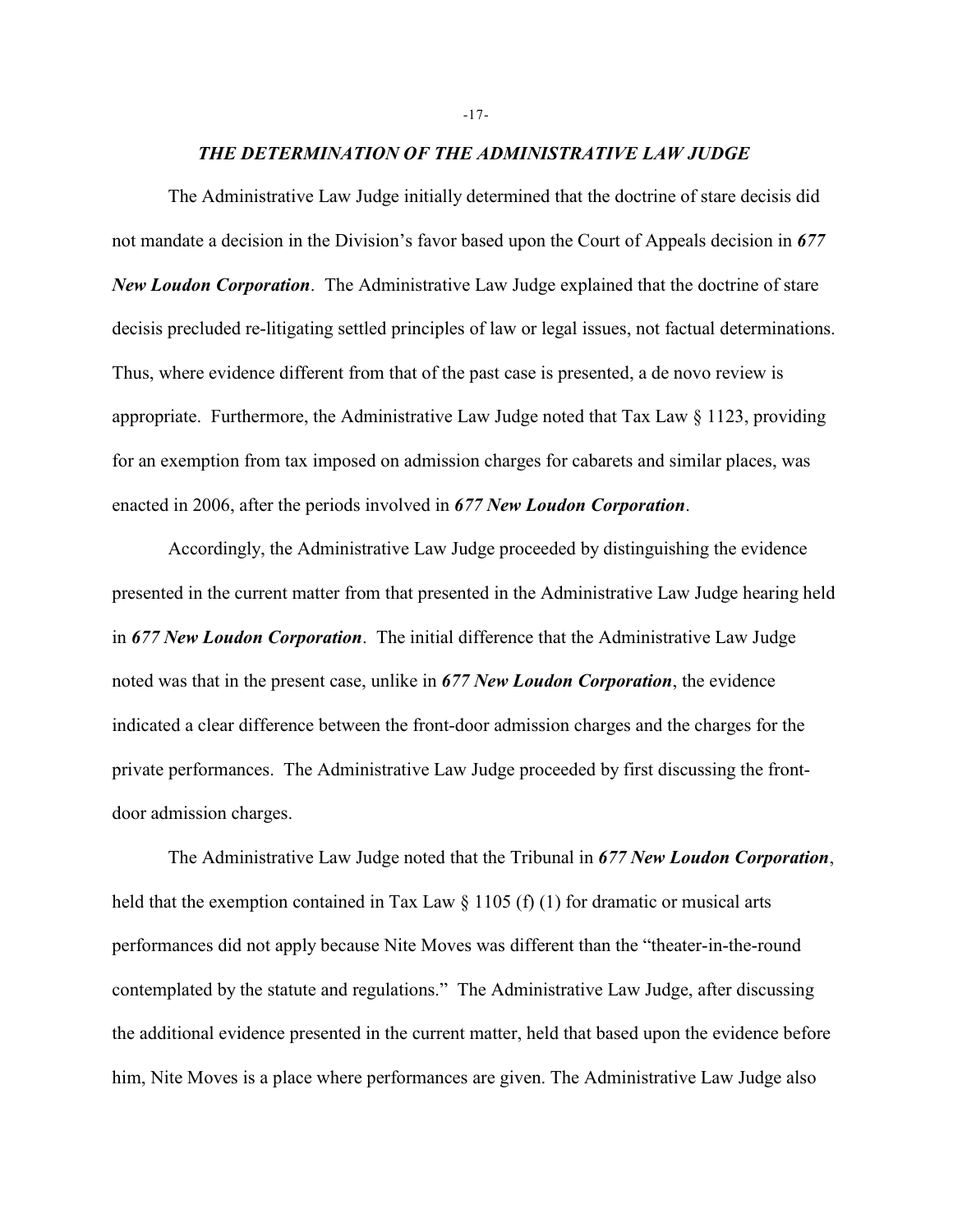## *THE DETERMINATION OF THE ADMINISTRATIVE LAW JUDGE*

The Administrative Law Judge initially determined that the doctrine of stare decisis did not mandate a decision in the Division's favor based upon the Court of Appeals decision in ***677 New Loudon Corporation***. The Administrative Law Judge explained that the doctrine of stare decisis precluded re-litigating settled principles of law or legal issues, not factual determinations. Thus, where evidence different from that of the past case is presented, a de novo review is appropriate. Furthermore, the Administrative Law Judge noted that Tax Law § 1123, providing for an exemption from tax imposed on admission charges for cabarets and similar places, was enacted in 2006, after the periods involved in ***677 New Loudon Corporation***.

Accordingly, the Administrative Law Judge proceeded by distinguishing the evidence presented in the current matter from that presented in the Administrative Law Judge hearing held in ***677 New Loudon Corporation***. The initial difference that the Administrative Law Judge noted was that in the present case, unlike in ***677 New Loudon Corporation***, the evidence indicated a clear difference between the front-door admission charges and the charges for the private performances. The Administrative Law Judge proceeded by first discussing the front-door admission charges.

The Administrative Law Judge noted that the Tribunal in ***677 New Loudon Corporation***, held that the exemption contained in Tax Law § 1105 (f) (1) for dramatic or musical arts performances did not apply because Nite Moves was different than the "theater-in-the-round contemplated by the statute and regulations." The Administrative Law Judge, after discussing the additional evidence presented in the current matter, held that based upon the evidence before him, Nite Moves is a place where performances are given. The Administrative Law Judge also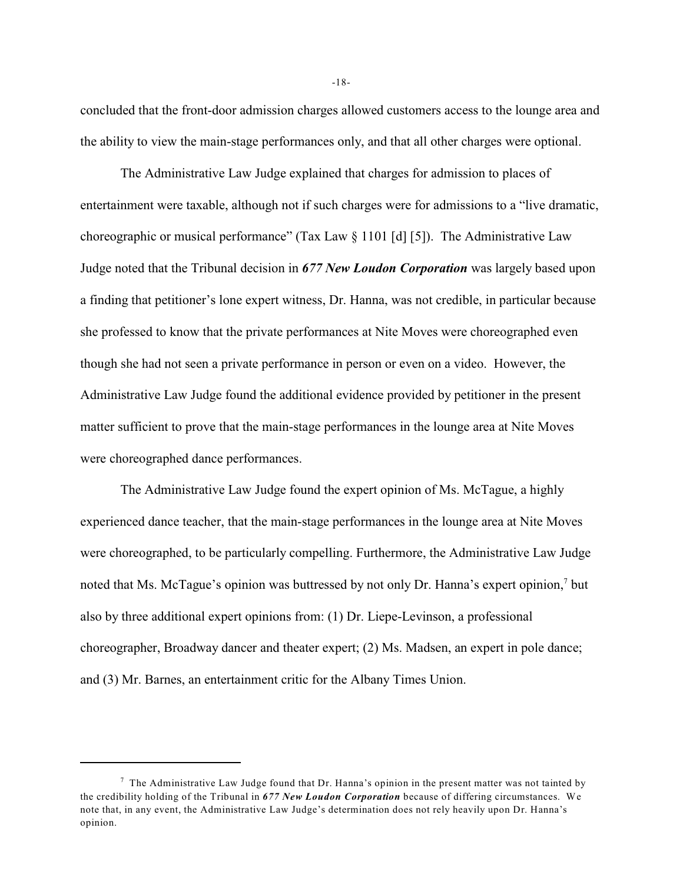concluded that the front-door admission charges allowed customers access to the lounge area and the ability to view the main-stage performances only, and that all other charges were optional.

The Administrative Law Judge explained that charges for admission to places of entertainment were taxable, although not if such charges were for admissions to a "live dramatic, choreographic or musical performance" (Tax Law § 1101 [d] [5]). The Administrative Law Judge noted that the Tribunal decision in ***677 New Loudon Corporation*** was largely based upon a finding that petitioner's lone expert witness, Dr. Hanna, was not credible, in particular because she professed to know that the private performances at Nite Moves were choreographed even though she had not seen a private performance in person or even on a video. However, the Administrative Law Judge found the additional evidence provided by petitioner in the present matter sufficient to prove that the main-stage performances in the lounge area at Nite Moves were choreographed dance performances.

The Administrative Law Judge found the expert opinion of Ms. McTague, a highly experienced dance teacher, that the main-stage performances in the lounge area at Nite Moves were choreographed, to be particularly compelling. Furthermore, the Administrative Law Judge noted that Ms. McTague's opinion was buttressed by not only Dr. Hanna's expert opinion,[7] but also by three additional expert opinions from: (1) Dr. Liepe-Levinson, a professional choreographer, Broadway dancer and theater expert; (2) Ms. Madsen, an expert in pole dance; and (3) Mr. Barnes, an entertainment critic for the Albany Times Union.

---

[7] The Administrative Law Judge found that Dr. Hanna's opinion in the present matter was not tainted by the credibility holding of the Tribunal in ***677 New Loudon Corporation*** because of differing circumstances. We note that, in any event, the Administrative Law Judge's determination does not rely heavily upon Dr. Hanna's opinion.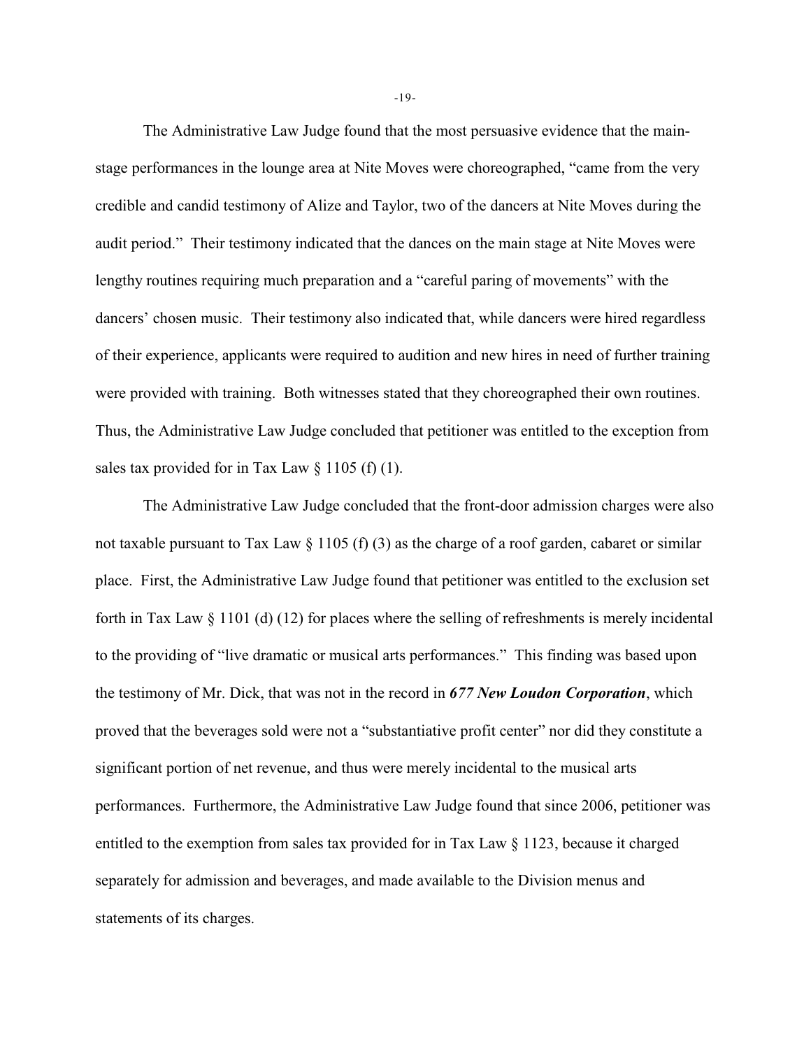The Administrative Law Judge found that the most persuasive evidence that the main-stage performances in the lounge area at Nite Moves were choreographed, "came from the very credible and candid testimony of Alize and Taylor, two of the dancers at Nite Moves during the audit period." Their testimony indicated that the dances on the main stage at Nite Moves were lengthy routines requiring much preparation and a "careful paring of movements" with the dancers' chosen music. Their testimony also indicated that, while dancers were hired regardless of their experience, applicants were required to audition and new hires in need of further training were provided with training. Both witnesses stated that they choreographed their own routines. Thus, the Administrative Law Judge concluded that petitioner was entitled to the exception from sales tax provided for in Tax Law § 1105 (f) (1).

The Administrative Law Judge concluded that the front-door admission charges were also not taxable pursuant to Tax Law § 1105 (f) (3) as the charge of a roof garden, cabaret or similar place. First, the Administrative Law Judge found that petitioner was entitled to the exclusion set forth in Tax Law § 1101 (d) (12) for places where the selling of refreshments is merely incidental to the providing of "live dramatic or musical arts performances." This finding was based upon the testimony of Mr. Dick, that was not in the record in ***677 New Loudon Corporation***, which proved that the beverages sold were not a "substantiative profit center" nor did they constitute a significant portion of net revenue, and thus were merely incidental to the musical arts performances. Furthermore, the Administrative Law Judge found that since 2006, petitioner was entitled to the exemption from sales tax provided for in Tax Law § 1123, because it charged separately for admission and beverages, and made available to the Division menus and statements of its charges.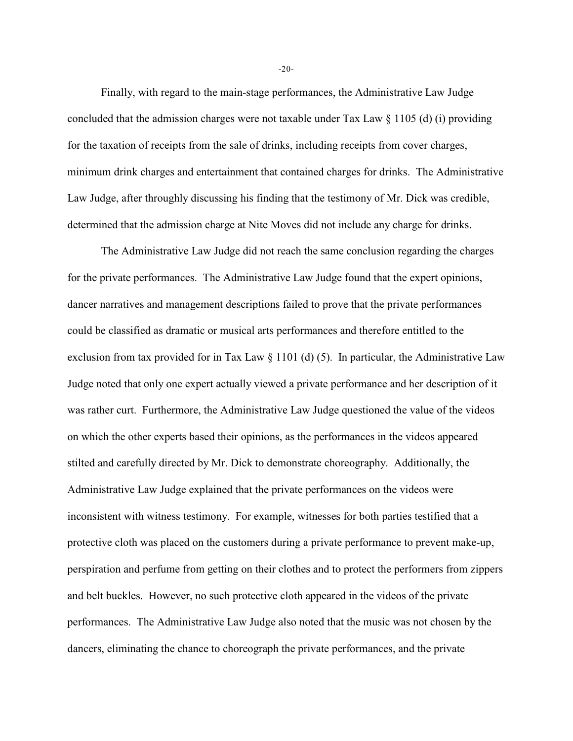Finally, with regard to the main-stage performances, the Administrative Law Judge concluded that the admission charges were not taxable under Tax Law § 1105 (d) (i) providing for the taxation of receipts from the sale of drinks, including receipts from cover charges, minimum drink charges and entertainment that contained charges for drinks. The Administrative Law Judge, after throughly discussing his finding that the testimony of Mr. Dick was credible, determined that the admission charge at Nite Moves did not include any charge for drinks.

The Administrative Law Judge did not reach the same conclusion regarding the charges for the private performances. The Administrative Law Judge found that the expert opinions, dancer narratives and management descriptions failed to prove that the private performances could be classified as dramatic or musical arts performances and therefore entitled to the exclusion from tax provided for in Tax Law § 1101 (d) (5). In particular, the Administrative Law Judge noted that only one expert actually viewed a private performance and her description of it was rather curt. Furthermore, the Administrative Law Judge questioned the value of the videos on which the other experts based their opinions, as the performances in the videos appeared stilted and carefully directed by Mr. Dick to demonstrate choreography. Additionally, the Administrative Law Judge explained that the private performances on the videos were inconsistent with witness testimony. For example, witnesses for both parties testified that a protective cloth was placed on the customers during a private performance to prevent make-up, perspiration and perfume from getting on their clothes and to protect the performers from zippers and belt buckles. However, no such protective cloth appeared in the videos of the private performances. The Administrative Law Judge also noted that the music was not chosen by the dancers, eliminating the chance to choreograph the private performances, and the private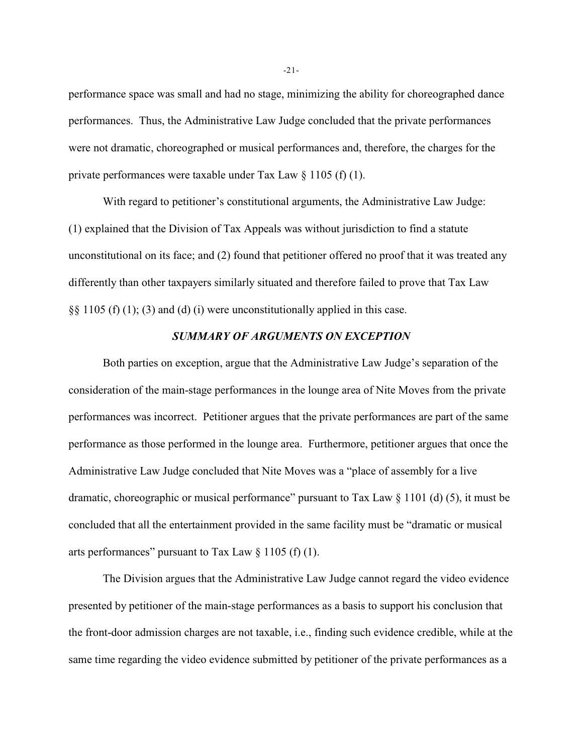performance space was small and had no stage, minimizing the ability for choreographed dance performances. Thus, the Administrative Law Judge concluded that the private performances were not dramatic, choreographed or musical performances and, therefore, the charges for the private performances were taxable under Tax Law § 1105 (f) (1).

With regard to petitioner's constitutional arguments, the Administrative Law Judge: (1) explained that the Division of Tax Appeals was without jurisdiction to find a statute unconstitutional on its face; and (2) found that petitioner offered no proof that it was treated any differently than other taxpayers similarly situated and therefore failed to prove that Tax Law §§ 1105 (f) (1); (3) and (d) (i) were unconstitutionally applied in this case.

### *SUMMARY OF ARGUMENTS ON EXCEPTION*

Both parties on exception, argue that the Administrative Law Judge's separation of the consideration of the main-stage performances in the lounge area of Nite Moves from the private performances was incorrect. Petitioner argues that the private performances are part of the same performance as those performed in the lounge area. Furthermore, petitioner argues that once the Administrative Law Judge concluded that Nite Moves was a "place of assembly for a live dramatic, choreographic or musical performance" pursuant to Tax Law § 1101 (d) (5), it must be concluded that all the entertainment provided in the same facility must be "dramatic or musical arts performances" pursuant to Tax Law § 1105 (f) (1).

The Division argues that the Administrative Law Judge cannot regard the video evidence presented by petitioner of the main-stage performances as a basis to support his conclusion that the front-door admission charges are not taxable, i.e., finding such evidence credible, while at the same time regarding the video evidence submitted by petitioner of the private performances as a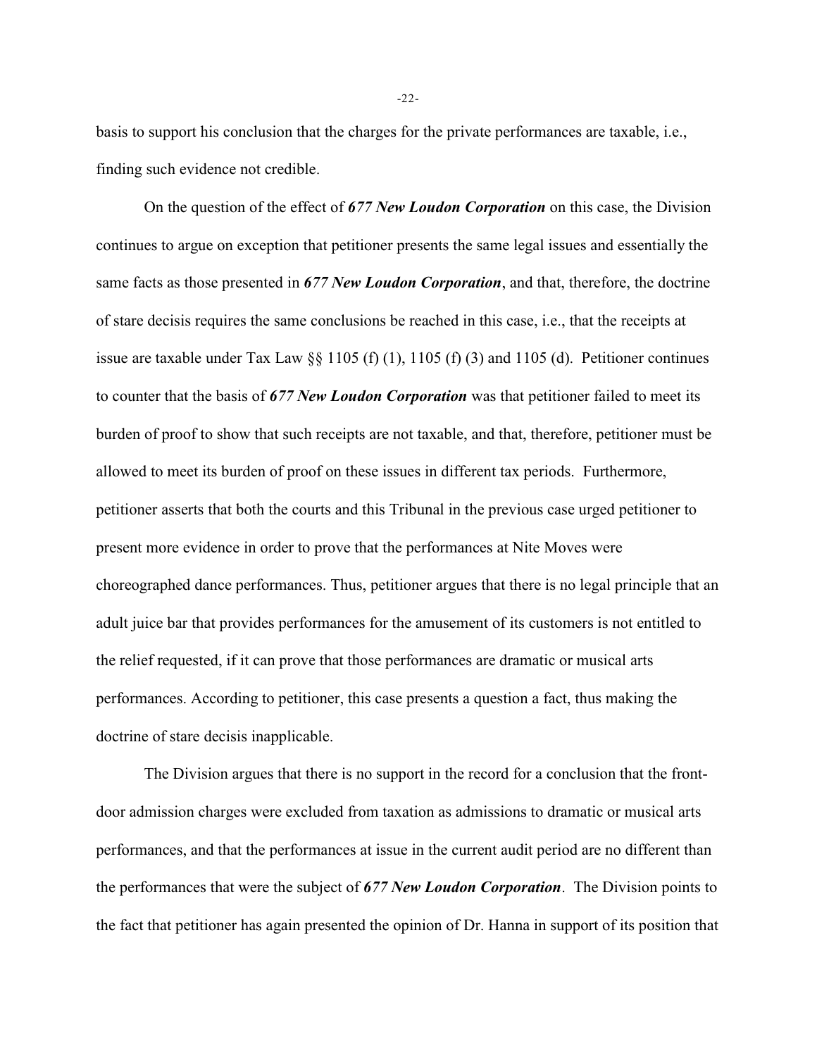basis to support his conclusion that the charges for the private performances are taxable, i.e., finding such evidence not credible.

On the question of the effect of ***677 New Loudon Corporation*** on this case, the Division continues to argue on exception that petitioner presents the same legal issues and essentially the same facts as those presented in ***677 New Loudon Corporation***, and that, therefore, the doctrine of stare decisis requires the same conclusions be reached in this case, i.e., that the receipts at issue are taxable under Tax Law §§ 1105 (f) (1), 1105 (f) (3) and 1105 (d). Petitioner continues to counter that the basis of ***677 New Loudon Corporation*** was that petitioner failed to meet its burden of proof to show that such receipts are not taxable, and that, therefore, petitioner must be allowed to meet its burden of proof on these issues in different tax periods. Furthermore, petitioner asserts that both the courts and this Tribunal in the previous case urged petitioner to present more evidence in order to prove that the performances at Nite Moves were choreographed dance performances. Thus, petitioner argues that there is no legal principle that an adult juice bar that provides performances for the amusement of its customers is not entitled to the relief requested, if it can prove that those performances are dramatic or musical arts performances. According to petitioner, this case presents a question a fact, thus making the doctrine of stare decisis inapplicable.

The Division argues that there is no support in the record for a conclusion that the front-door admission charges were excluded from taxation as admissions to dramatic or musical arts performances, and that the performances at issue in the current audit period are no different than the performances that were the subject of ***677 New Loudon Corporation***. The Division points to the fact that petitioner has again presented the opinion of Dr. Hanna in support of its position that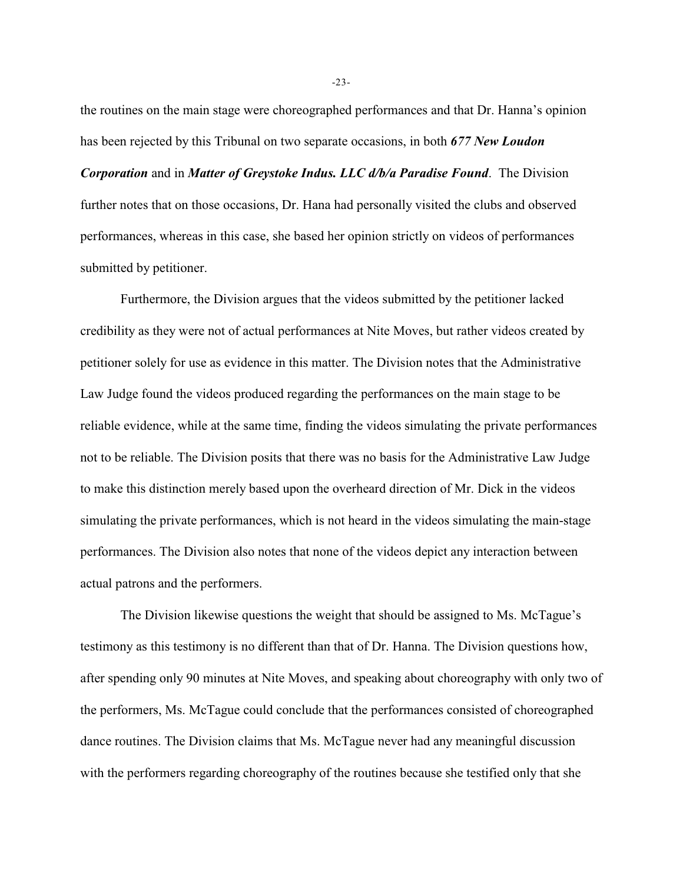the routines on the main stage were choreographed performances and that Dr. Hanna's opinion has been rejected by this Tribunal on two separate occasions, in both ***677 New Loudon Corporation*** and in ***Matter of Greystoke Indus. LLC d/b/a Paradise Found***. The Division further notes that on those occasions, Dr. Hana had personally visited the clubs and observed performances, whereas in this case, she based her opinion strictly on videos of performances submitted by petitioner.

Furthermore, the Division argues that the videos submitted by the petitioner lacked credibility as they were not of actual performances at Nite Moves, but rather videos created by petitioner solely for use as evidence in this matter. The Division notes that the Administrative Law Judge found the videos produced regarding the performances on the main stage to be reliable evidence, while at the same time, finding the videos simulating the private performances not to be reliable. The Division posits that there was no basis for the Administrative Law Judge to make this distinction merely based upon the overheard direction of Mr. Dick in the videos simulating the private performances, which is not heard in the videos simulating the main-stage performances. The Division also notes that none of the videos depict any interaction between actual patrons and the performers.

The Division likewise questions the weight that should be assigned to Ms. McTague's testimony as this testimony is no different than that of Dr. Hanna. The Division questions how, after spending only 90 minutes at Nite Moves, and speaking about choreography with only two of the performers, Ms. McTague could conclude that the performances consisted of choreographed dance routines. The Division claims that Ms. McTague never had any meaningful discussion with the performers regarding choreography of the routines because she testified only that she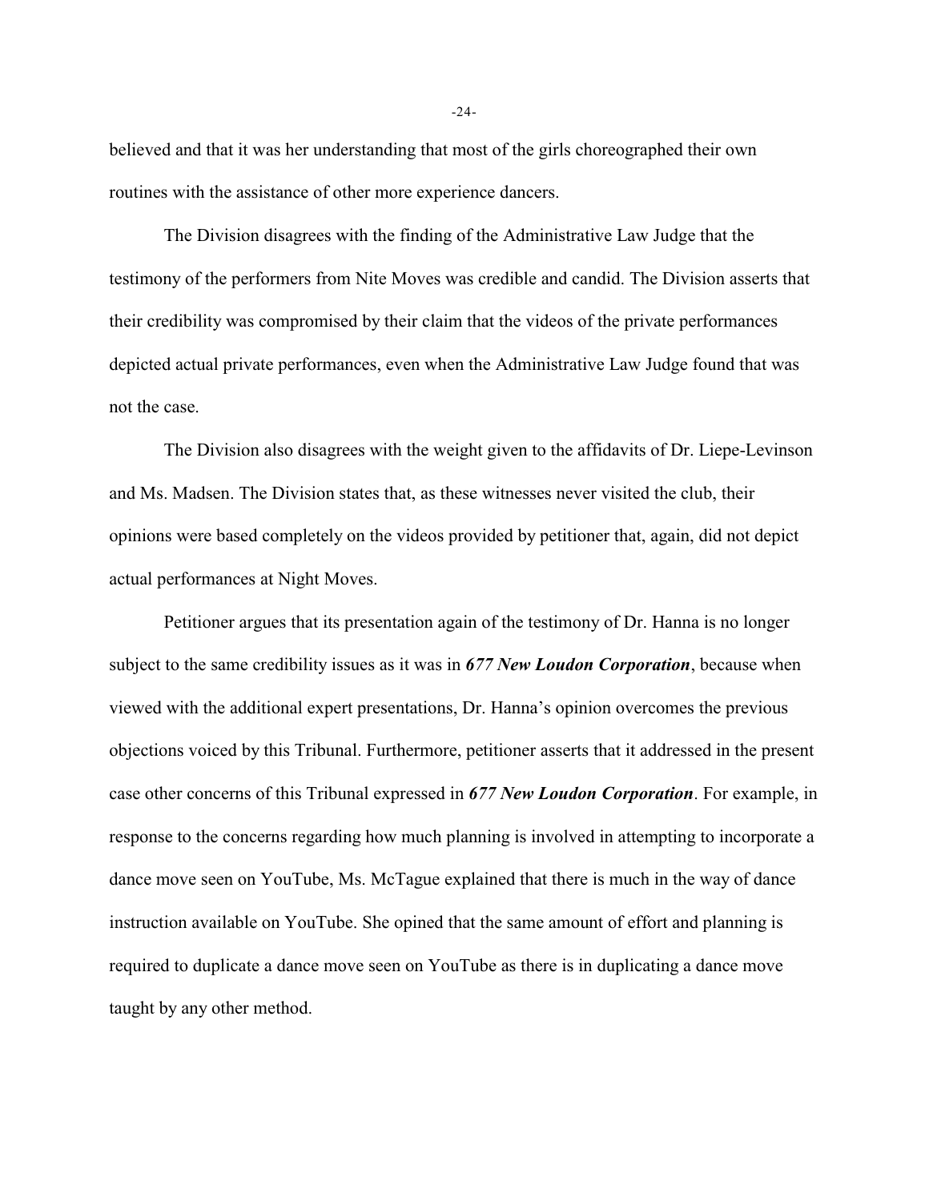believed and that it was her understanding that most of the girls choreographed their own routines with the assistance of other more experience dancers.

The Division disagrees with the finding of the Administrative Law Judge that the testimony of the performers from Nite Moves was credible and candid. The Division asserts that their credibility was compromised by their claim that the videos of the private performances depicted actual private performances, even when the Administrative Law Judge found that was not the case.

The Division also disagrees with the weight given to the affidavits of Dr. Liepe-Levinson and Ms. Madsen. The Division states that, as these witnesses never visited the club, their opinions were based completely on the videos provided by petitioner that, again, did not depict actual performances at Night Moves.

Petitioner argues that its presentation again of the testimony of Dr. Hanna is no longer subject to the same credibility issues as it was in ***677 New Loudon Corporation***, because when viewed with the additional expert presentations, Dr. Hanna's opinion overcomes the previous objections voiced by this Tribunal. Furthermore, petitioner asserts that it addressed in the present case other concerns of this Tribunal expressed in ***677 New Loudon Corporation***. For example, in response to the concerns regarding how much planning is involved in attempting to incorporate a dance move seen on YouTube, Ms. McTague explained that there is much in the way of dance instruction available on YouTube. She opined that the same amount of effort and planning is required to duplicate a dance move seen on YouTube as there is in duplicating a dance move taught by any other method.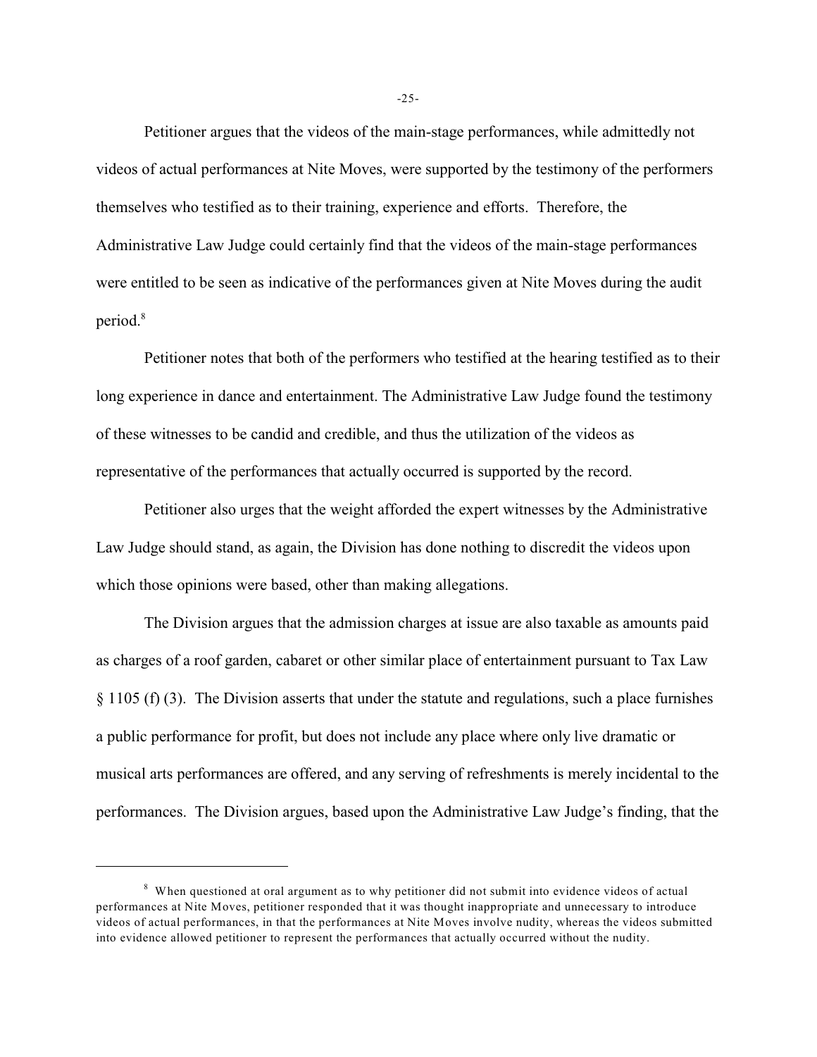Petitioner argues that the videos of the main-stage performances, while admittedly not videos of actual performances at Nite Moves, were supported by the testimony of the performers themselves who testified as to their training, experience and efforts. Therefore, the Administrative Law Judge could certainly find that the videos of the main-stage performances were entitled to be seen as indicative of the performances given at Nite Moves during the audit period.[8]

Petitioner notes that both of the performers who testified at the hearing testified as to their long experience in dance and entertainment. The Administrative Law Judge found the testimony of these witnesses to be candid and credible, and thus the utilization of the videos as representative of the performances that actually occurred is supported by the record.

Petitioner also urges that the weight afforded the expert witnesses by the Administrative Law Judge should stand, as again, the Division has done nothing to discredit the videos upon which those opinions were based, other than making allegations.

The Division argues that the admission charges at issue are also taxable as amounts paid as charges of a roof garden, cabaret or other similar place of entertainment pursuant to Tax Law § 1105 (f) (3). The Division asserts that under the statute and regulations, such a place furnishes a public performance for profit, but does not include any place where only live dramatic or musical arts performances are offered, and any serving of refreshments is merely incidental to the performances. The Division argues, based upon the Administrative Law Judge's finding, that the

---

[8] When questioned at oral argument as to why petitioner did not submit into evidence videos of actual performances at Nite Moves, petitioner responded that it was thought inappropriate and unnecessary to introduce videos of actual performances, in that the performances at Nite Moves involve nudity, whereas the videos submitted into evidence allowed petitioner to represent the performances that actually occurred without the nudity.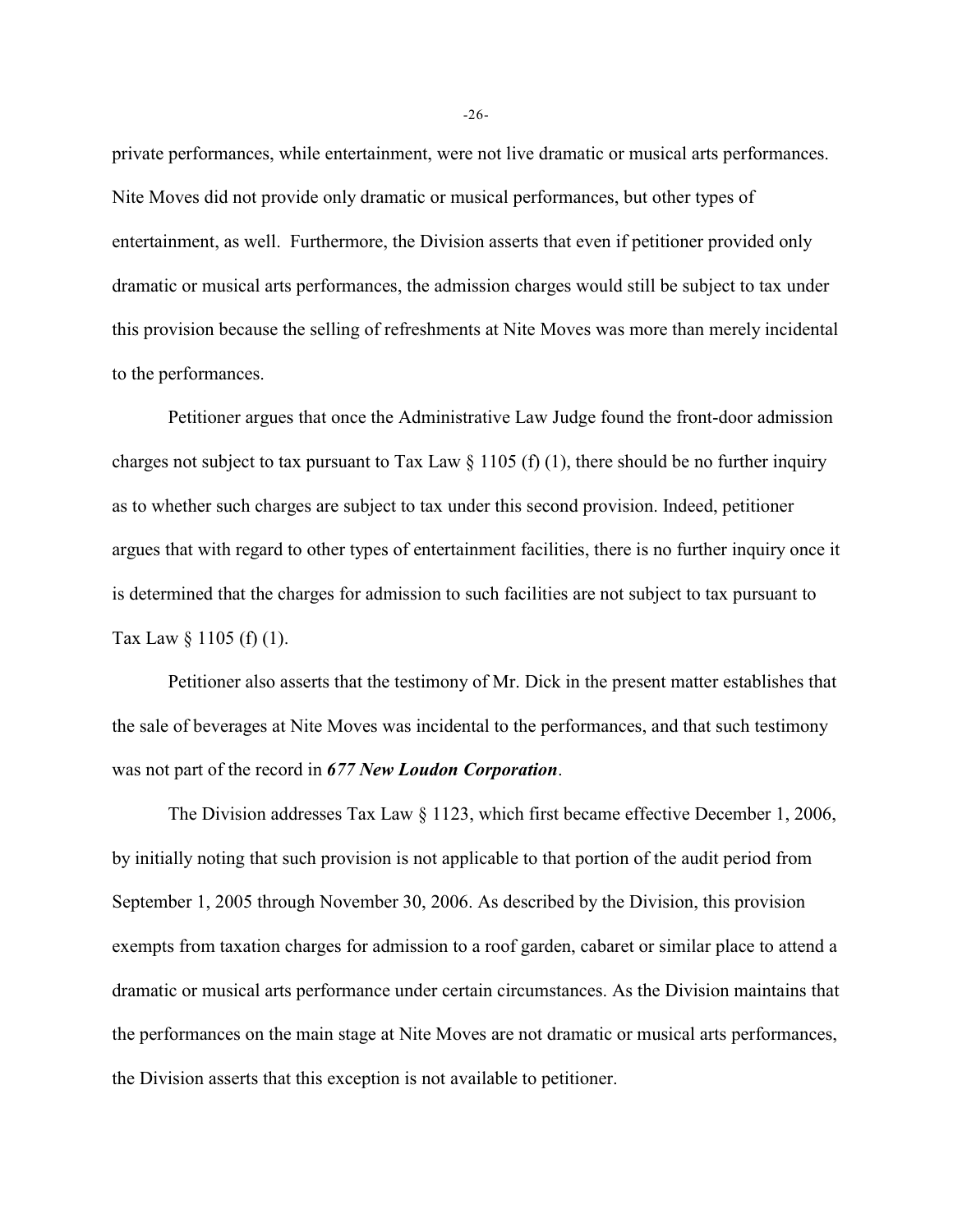private performances, while entertainment, were not live dramatic or musical arts performances. Nite Moves did not provide only dramatic or musical performances, but other types of entertainment, as well. Furthermore, the Division asserts that even if petitioner provided only dramatic or musical arts performances, the admission charges would still be subject to tax under this provision because the selling of refreshments at Nite Moves was more than merely incidental to the performances.

Petitioner argues that once the Administrative Law Judge found the front-door admission charges not subject to tax pursuant to Tax Law § 1105 (f) (1), there should be no further inquiry as to whether such charges are subject to tax under this second provision. Indeed, petitioner argues that with regard to other types of entertainment facilities, there is no further inquiry once it is determined that the charges for admission to such facilities are not subject to tax pursuant to Tax Law § 1105 (f) (1).

Petitioner also asserts that the testimony of Mr. Dick in the present matter establishes that the sale of beverages at Nite Moves was incidental to the performances, and that such testimony was not part of the record in ***677 New Loudon Corporation***.

The Division addresses Tax Law § 1123, which first became effective December 1, 2006, by initially noting that such provision is not applicable to that portion of the audit period from September 1, 2005 through November 30, 2006. As described by the Division, this provision exempts from taxation charges for admission to a roof garden, cabaret or similar place to attend a dramatic or musical arts performance under certain circumstances. As the Division maintains that the performances on the main stage at Nite Moves are not dramatic or musical arts performances, the Division asserts that this exception is not available to petitioner.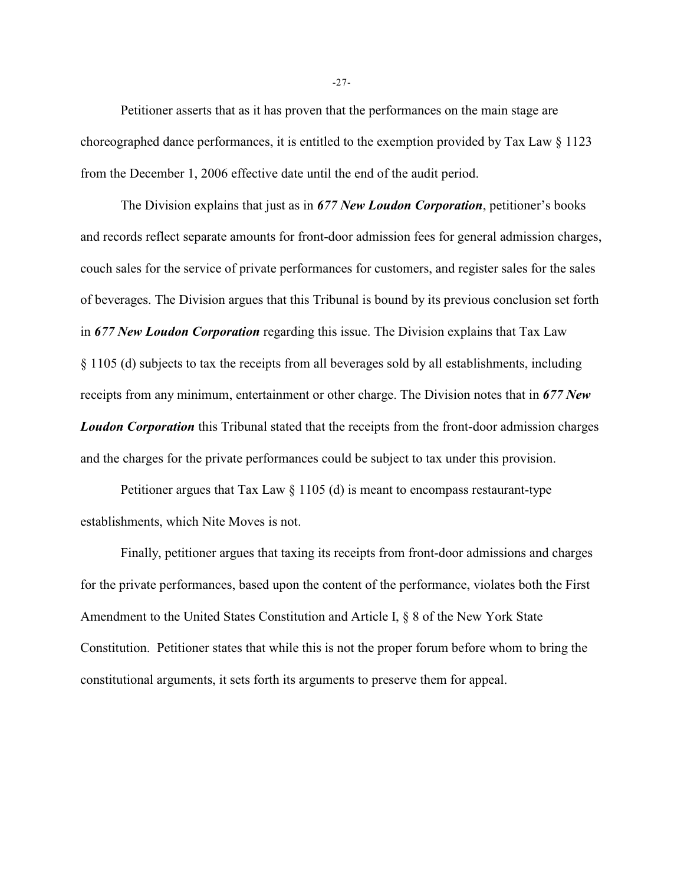Petitioner asserts that as it has proven that the performances on the main stage are choreographed dance performances, it is entitled to the exemption provided by Tax Law § 1123 from the December 1, 2006 effective date until the end of the audit period.

The Division explains that just as in ***677 New Loudon Corporation***, petitioner's books and records reflect separate amounts for front-door admission fees for general admission charges, couch sales for the service of private performances for customers, and register sales for the sales of beverages. The Division argues that this Tribunal is bound by its previous conclusion set forth in ***677 New Loudon Corporation*** regarding this issue. The Division explains that Tax Law § 1105 (d) subjects to tax the receipts from all beverages sold by all establishments, including receipts from any minimum, entertainment or other charge. The Division notes that in ***677 New Loudon Corporation*** this Tribunal stated that the receipts from the front-door admission charges and the charges for the private performances could be subject to tax under this provision.

Petitioner argues that Tax Law § 1105 (d) is meant to encompass restaurant-type establishments, which Nite Moves is not.

Finally, petitioner argues that taxing its receipts from front-door admissions and charges for the private performances, based upon the content of the performance, violates both the First Amendment to the United States Constitution and Article I, § 8 of the New York State Constitution. Petitioner states that while this is not the proper forum before whom to bring the constitutional arguments, it sets forth its arguments to preserve them for appeal.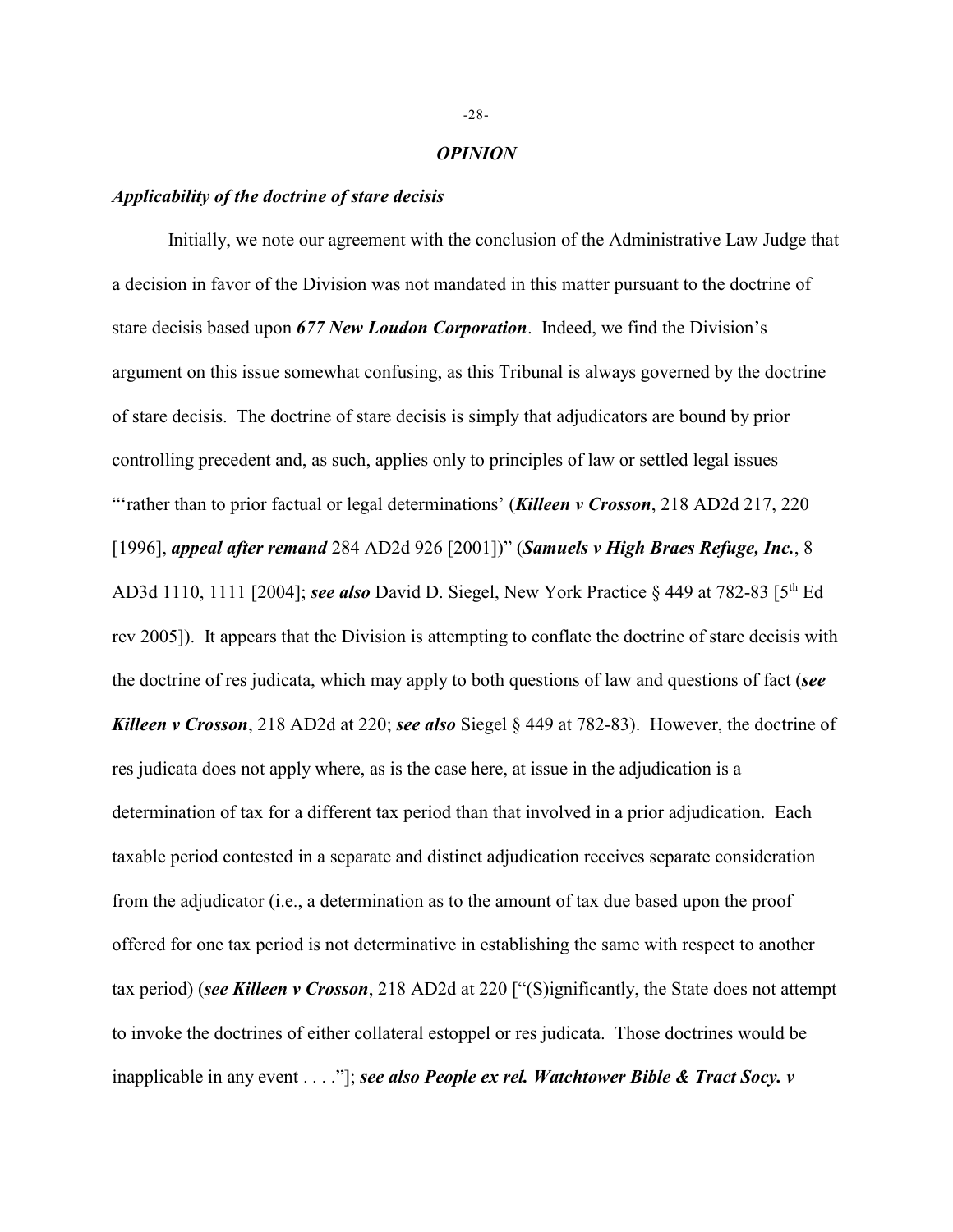## *OPINION*

### *Applicability of the doctrine of stare decisis*

Initially, we note our agreement with the conclusion of the Administrative Law Judge that a decision in favor of the Division was not mandated in this matter pursuant to the doctrine of stare decisis based upon ***677 New Loudon Corporation***. Indeed, we find the Division's argument on this issue somewhat confusing, as this Tribunal is always governed by the doctrine of stare decisis. The doctrine of stare decisis is simply that adjudicators are bound by prior controlling precedent and, as such, applies only to principles of law or settled legal issues "'rather than to prior factual or legal determinations' (***Killeen v Crosson***, 218 AD2d 217, 220 [1996], ***appeal after remand*** 284 AD2d 926 [2001])" (***Samuels v High Braes Refuge, Inc.***, 8 AD3d 1110, 1111 [2004]; ***see also*** David D. Siegel, New York Practice § 449 at 782-83 [5th Ed rev 2005]). It appears that the Division is attempting to conflate the doctrine of stare decisis with the doctrine of res judicata, which may apply to both questions of law and questions of fact (***see Killeen v Crosson***, 218 AD2d at 220; ***see also*** Siegel § 449 at 782-83). However, the doctrine of res judicata does not apply where, as is the case here, at issue in the adjudication is a determination of tax for a different tax period than that involved in a prior adjudication. Each taxable period contested in a separate and distinct adjudication receives separate consideration from the adjudicator (i.e., a determination as to the amount of tax due based upon the proof offered for one tax period is not determinative in establishing the same with respect to another tax period) (***see Killeen v Crosson***, 218 AD2d at 220 ["(S)ignificantly, the State does not attempt to invoke the doctrines of either collateral estoppel or res judicata. Those doctrines would be inapplicable in any event . . . ."]; ***see also People ex rel. Watchtower Bible & Tract Socy. v***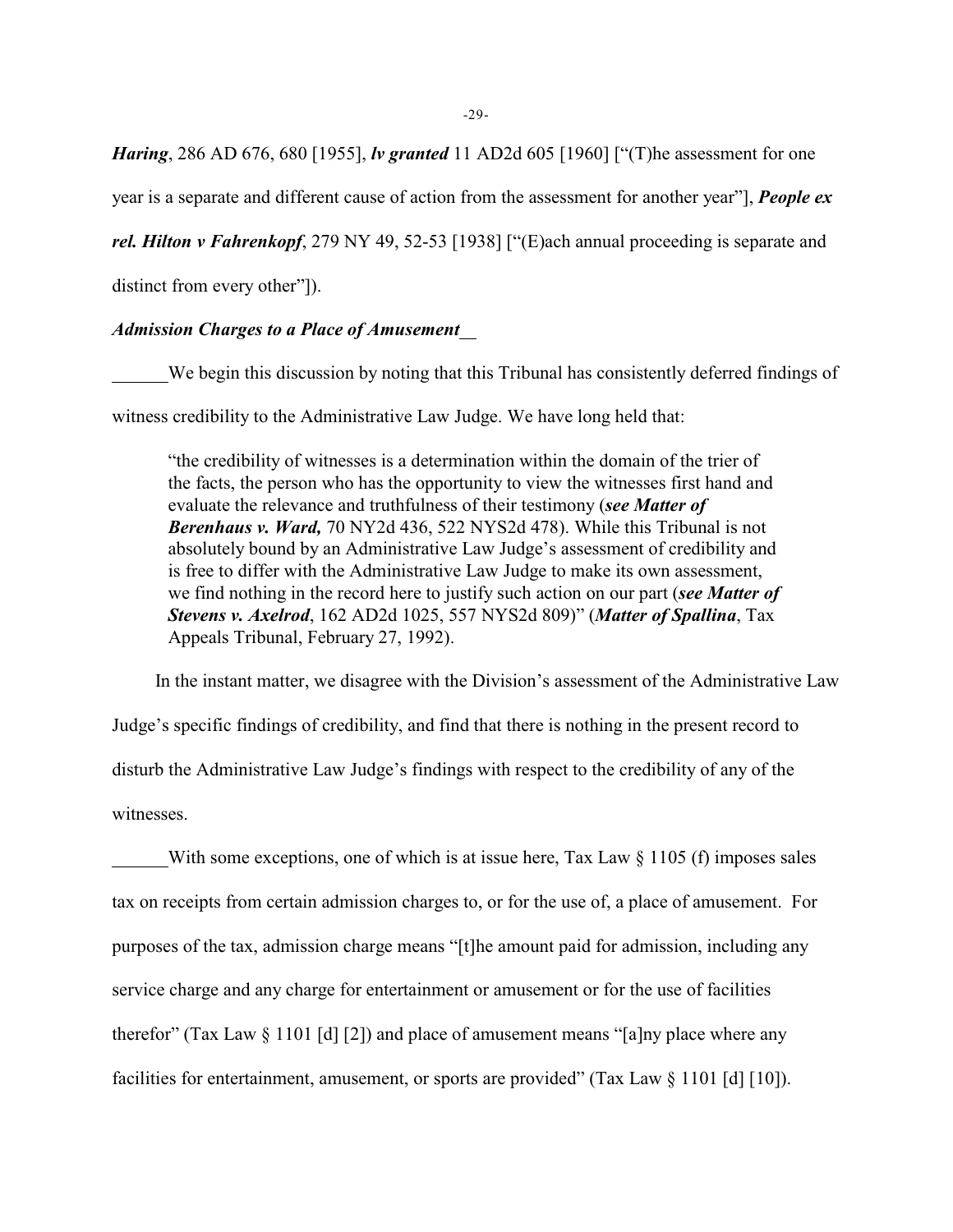***Haring***, 286 AD 676, 680 [1955], ***lv granted*** 11 AD2d 605 [1960] ["(T)he assessment for one year is a separate and different cause of action from the assessment for another year"], ***People ex rel. Hilton v Fahrenkopf***, 279 NY 49, 52-53 [1938] ["(E)ach annual proceeding is separate and distinct from every other"]).

***Admission Charges to a Place of Amusement***

We begin this discussion by noting that this Tribunal has consistently deferred findings of witness credibility to the Administrative Law Judge. We have long held that:

> "the credibility of witnesses is a determination within the domain of the trier of the facts, the person who has the opportunity to view the witnesses first hand and evaluate the relevance and truthfulness of their testimony (***see Matter of Berenhaus v. Ward,*** 70 NY2d 436, 522 NYS2d 478). While this Tribunal is not absolutely bound by an Administrative Law Judge's assessment of credibility and is free to differ with the Administrative Law Judge to make its own assessment, we find nothing in the record here to justify such action on our part (***see Matter of Stevens v. Axelrod***, 162 AD2d 1025, 557 NYS2d 809)" (***Matter of Spallina***, Tax Appeals Tribunal, February 27, 1992).

In the instant matter, we disagree with the Division's assessment of the Administrative Law Judge's specific findings of credibility, and find that there is nothing in the present record to disturb the Administrative Law Judge's findings with respect to the credibility of any of the witnesses.

With some exceptions, one of which is at issue here, Tax Law § 1105 (f) imposes sales tax on receipts from certain admission charges to, or for the use of, a place of amusement. For purposes of the tax, admission charge means "[t]he amount paid for admission, including any service charge and any charge for entertainment or amusement or for the use of facilities therefor" (Tax Law § 1101 [d] [2]) and place of amusement means "[a]ny place where any facilities for entertainment, amusement, or sports are provided" (Tax Law § 1101 [d] [10]).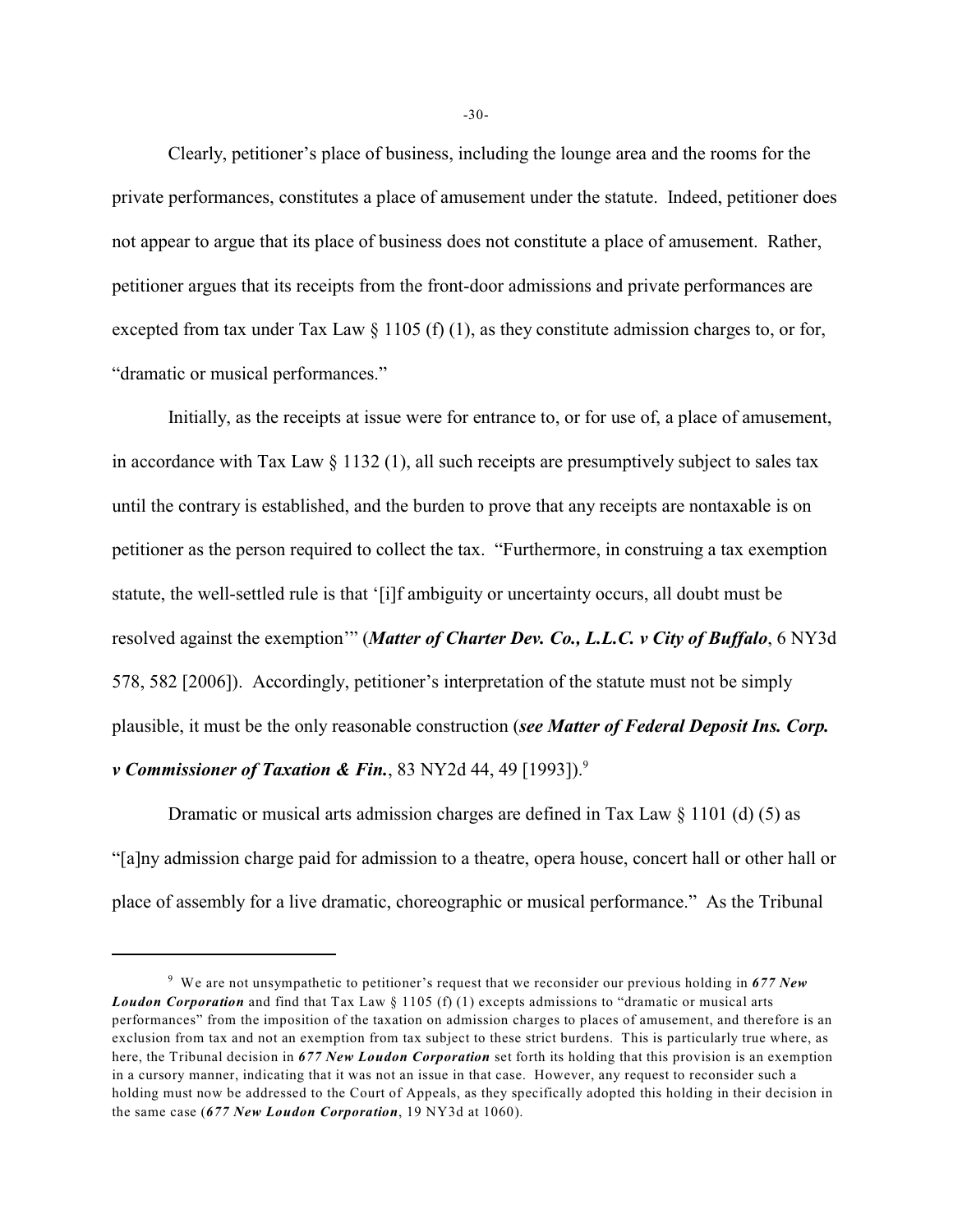Clearly, petitioner's place of business, including the lounge area and the rooms for the private performances, constitutes a place of amusement under the statute. Indeed, petitioner does not appear to argue that its place of business does not constitute a place of amusement. Rather, petitioner argues that its receipts from the front-door admissions and private performances are excepted from tax under Tax Law § 1105 (f) (1), as they constitute admission charges to, or for, "dramatic or musical performances."

Initially, as the receipts at issue were for entrance to, or for use of, a place of amusement, in accordance with Tax Law § 1132 (1), all such receipts are presumptively subject to sales tax until the contrary is established, and the burden to prove that any receipts are nontaxable is on petitioner as the person required to collect the tax. "Furthermore, in construing a tax exemption statute, the well-settled rule is that '[i]f ambiguity or uncertainty occurs, all doubt must be resolved against the exemption'" (***Matter of Charter Dev. Co., L.L.C. v City of Buffalo***, 6 NY3d 578, 582 [2006]). Accordingly, petitioner's interpretation of the statute must not be simply plausible, it must be the only reasonable construction (***see Matter of Federal Deposit Ins. Corp. v Commissioner of Taxation & Fin.***, 83 NY2d 44, 49 [1993]).[9]

Dramatic or musical arts admission charges are defined in Tax Law § 1101 (d) (5) as "[a]ny admission charge paid for admission to a theatre, opera house, concert hall or other hall or place of assembly for a live dramatic, choreographic or musical performance." As the Tribunal

---

[9] We are not unsympathetic to petitioner's request that we reconsider our previous holding in ***677 New Loudon Corporation*** and find that Tax Law § 1105 (f) (1) excepts admissions to "dramatic or musical arts performances" from the imposition of the taxation on admission charges to places of amusement, and therefore is an exclusion from tax and not an exemption from tax subject to these strict burdens. This is particularly true where, as here, the Tribunal decision in ***677 New Loudon Corporation*** set forth its holding that this provision is an exemption in a cursory manner, indicating that it was not an issue in that case. However, any request to reconsider such a holding must now be addressed to the Court of Appeals, as they specifically adopted this holding in their decision in the same case (***677 New Loudon Corporation***, 19 NY3d at 1060).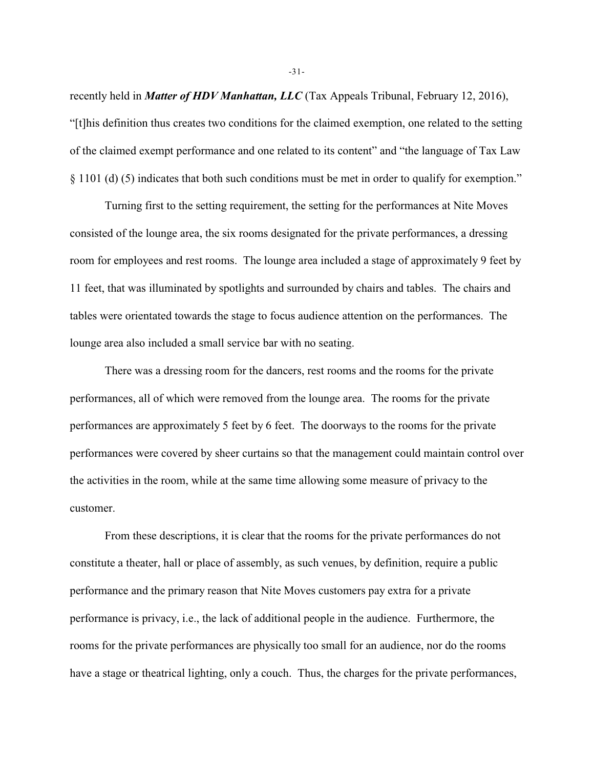recently held in ***Matter of HDV Manhattan, LLC*** (Tax Appeals Tribunal, February 12, 2016), "[t]his definition thus creates two conditions for the claimed exemption, one related to the setting of the claimed exempt performance and one related to its content" and "the language of Tax Law § 1101 (d) (5) indicates that both such conditions must be met in order to qualify for exemption."

Turning first to the setting requirement, the setting for the performances at Nite Moves consisted of the lounge area, the six rooms designated for the private performances, a dressing room for employees and rest rooms. The lounge area included a stage of approximately 9 feet by 11 feet, that was illuminated by spotlights and surrounded by chairs and tables. The chairs and tables were orientated towards the stage to focus audience attention on the performances. The lounge area also included a small service bar with no seating.

There was a dressing room for the dancers, rest rooms and the rooms for the private performances, all of which were removed from the lounge area. The rooms for the private performances are approximately 5 feet by 6 feet. The doorways to the rooms for the private performances were covered by sheer curtains so that the management could maintain control over the activities in the room, while at the same time allowing some measure of privacy to the customer.

From these descriptions, it is clear that the rooms for the private performances do not constitute a theater, hall or place of assembly, as such venues, by definition, require a public performance and the primary reason that Nite Moves customers pay extra for a private performance is privacy, i.e., the lack of additional people in the audience. Furthermore, the rooms for the private performances are physically too small for an audience, nor do the rooms have a stage or theatrical lighting, only a couch. Thus, the charges for the private performances,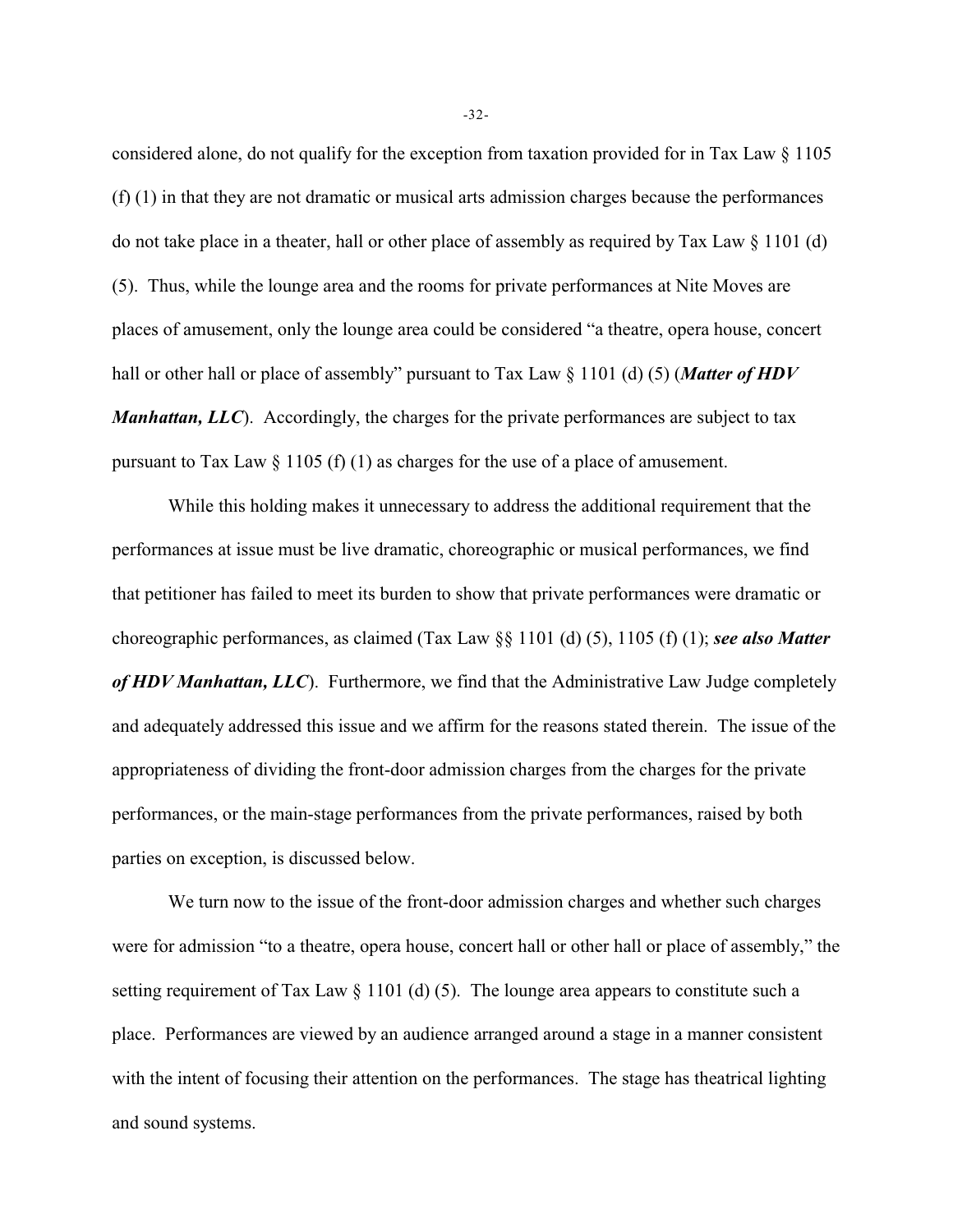considered alone, do not qualify for the exception from taxation provided for in Tax Law § 1105 (f) (1) in that they are not dramatic or musical arts admission charges because the performances do not take place in a theater, hall or other place of assembly as required by Tax Law § 1101 (d) (5). Thus, while the lounge area and the rooms for private performances at Nite Moves are places of amusement, only the lounge area could be considered "a theatre, opera house, concert hall or other hall or place of assembly" pursuant to Tax Law § 1101 (d) (5) (***Matter of HDV Manhattan, LLC***). Accordingly, the charges for the private performances are subject to tax pursuant to Tax Law § 1105 (f) (1) as charges for the use of a place of amusement.

While this holding makes it unnecessary to address the additional requirement that the performances at issue must be live dramatic, choreographic or musical performances, we find that petitioner has failed to meet its burden to show that private performances were dramatic or choreographic performances, as claimed (Tax Law §§ 1101 (d) (5), 1105 (f) (1); ***see also Matter of HDV Manhattan, LLC***). Furthermore, we find that the Administrative Law Judge completely and adequately addressed this issue and we affirm for the reasons stated therein. The issue of the appropriateness of dividing the front-door admission charges from the charges for the private performances, or the main-stage performances from the private performances, raised by both parties on exception, is discussed below.

We turn now to the issue of the front-door admission charges and whether such charges were for admission "to a theatre, opera house, concert hall or other hall or place of assembly," the setting requirement of Tax Law § 1101 (d) (5). The lounge area appears to constitute such a place. Performances are viewed by an audience arranged around a stage in a manner consistent with the intent of focusing their attention on the performances. The stage has theatrical lighting and sound systems.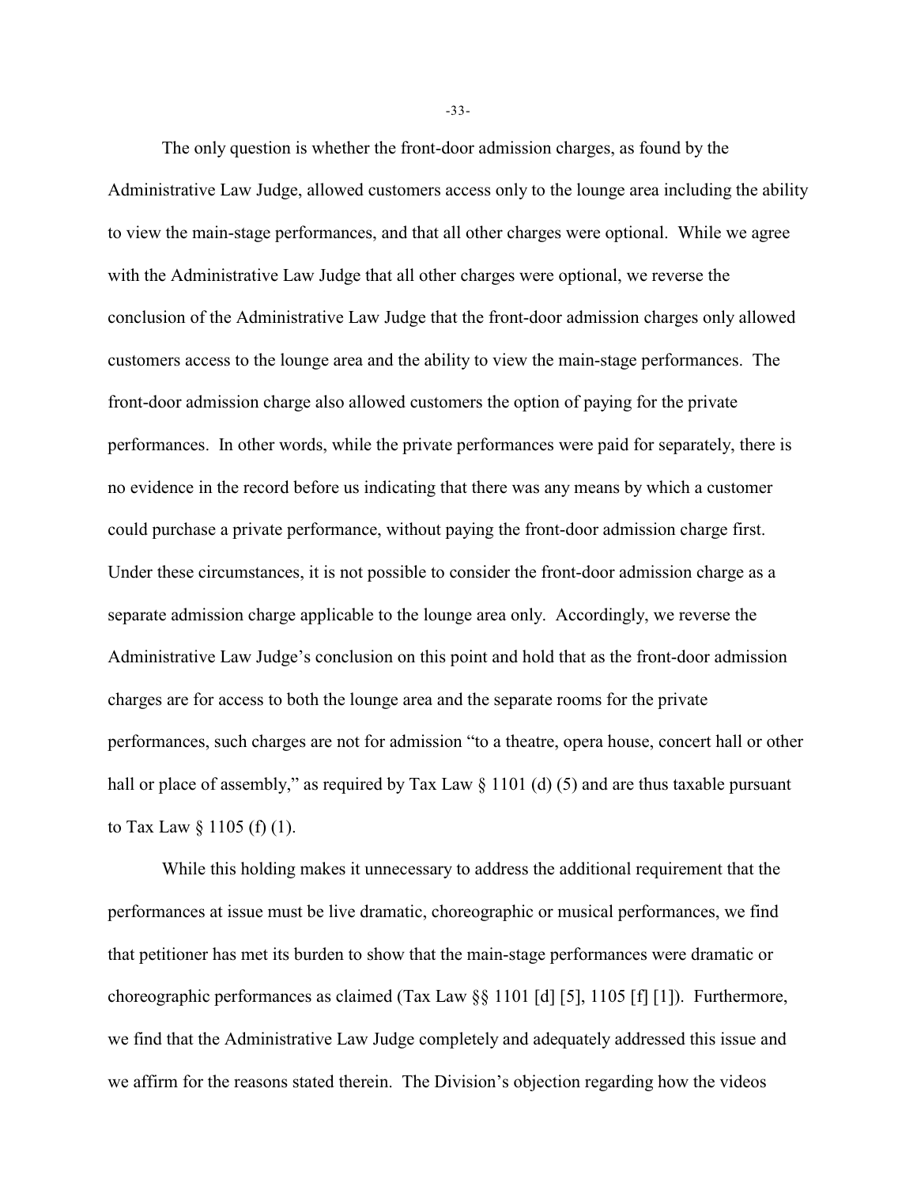The only question is whether the front-door admission charges, as found by the Administrative Law Judge, allowed customers access only to the lounge area including the ability to view the main-stage performances, and that all other charges were optional. While we agree with the Administrative Law Judge that all other charges were optional, we reverse the conclusion of the Administrative Law Judge that the front-door admission charges only allowed customers access to the lounge area and the ability to view the main-stage performances. The front-door admission charge also allowed customers the option of paying for the private performances. In other words, while the private performances were paid for separately, there is no evidence in the record before us indicating that there was any means by which a customer could purchase a private performance, without paying the front-door admission charge first. Under these circumstances, it is not possible to consider the front-door admission charge as a separate admission charge applicable to the lounge area only. Accordingly, we reverse the Administrative Law Judge's conclusion on this point and hold that as the front-door admission charges are for access to both the lounge area and the separate rooms for the private performances, such charges are not for admission "to a theatre, opera house, concert hall or other hall or place of assembly," as required by Tax Law § 1101 (d) (5) and are thus taxable pursuant to Tax Law § 1105 (f) (1).

While this holding makes it unnecessary to address the additional requirement that the performances at issue must be live dramatic, choreographic or musical performances, we find that petitioner has met its burden to show that the main-stage performances were dramatic or choreographic performances as claimed (Tax Law §§ 1101 [d] [5], 1105 [f] [1]). Furthermore, we find that the Administrative Law Judge completely and adequately addressed this issue and we affirm for the reasons stated therein. The Division's objection regarding how the videos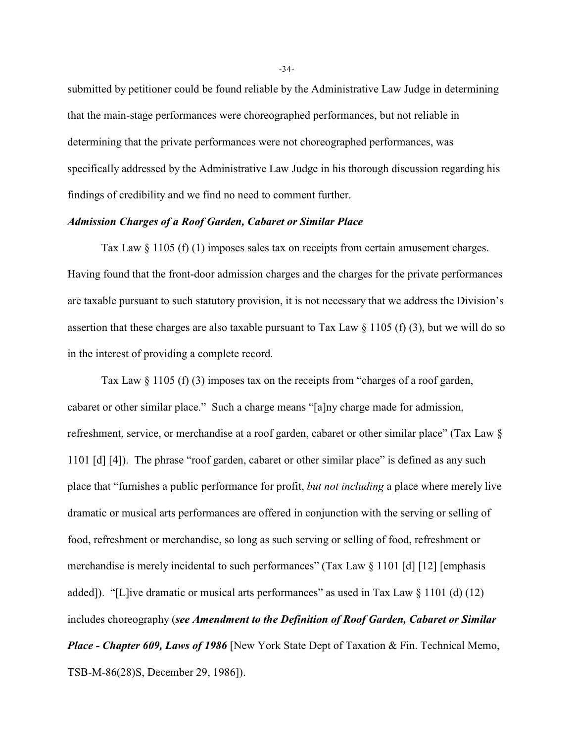submitted by petitioner could be found reliable by the Administrative Law Judge in determining that the main-stage performances were choreographed performances, but not reliable in determining that the private performances were not choreographed performances, was specifically addressed by the Administrative Law Judge in his thorough discussion regarding his findings of credibility and we find no need to comment further.

***Admission Charges of a Roof Garden, Cabaret or Similar Place***

Tax Law § 1105 (f) (1) imposes sales tax on receipts from certain amusement charges. Having found that the front-door admission charges and the charges for the private performances are taxable pursuant to such statutory provision, it is not necessary that we address the Division's assertion that these charges are also taxable pursuant to Tax Law § 1105 (f) (3), but we will do so in the interest of providing a complete record.

Tax Law § 1105 (f) (3) imposes tax on the receipts from "charges of a roof garden, cabaret or other similar place." Such a charge means "[a]ny charge made for admission, refreshment, service, or merchandise at a roof garden, cabaret or other similar place" (Tax Law § 1101 [d] [4]). The phrase "roof garden, cabaret or other similar place" is defined as any such place that "furnishes a public performance for profit, *but not including* a place where merely live dramatic or musical arts performances are offered in conjunction with the serving or selling of food, refreshment or merchandise, so long as such serving or selling of food, refreshment or merchandise is merely incidental to such performances" (Tax Law § 1101 [d] [12] [emphasis added]). "[L]ive dramatic or musical arts performances" as used in Tax Law § 1101 (d) (12) includes choreography (***see Amendment to the Definition of Roof Garden, Cabaret or Similar Place - Chapter 609, Laws of 1986*** [New York State Dept of Taxation & Fin. Technical Memo, TSB-M-86(28)S, December 29, 1986]).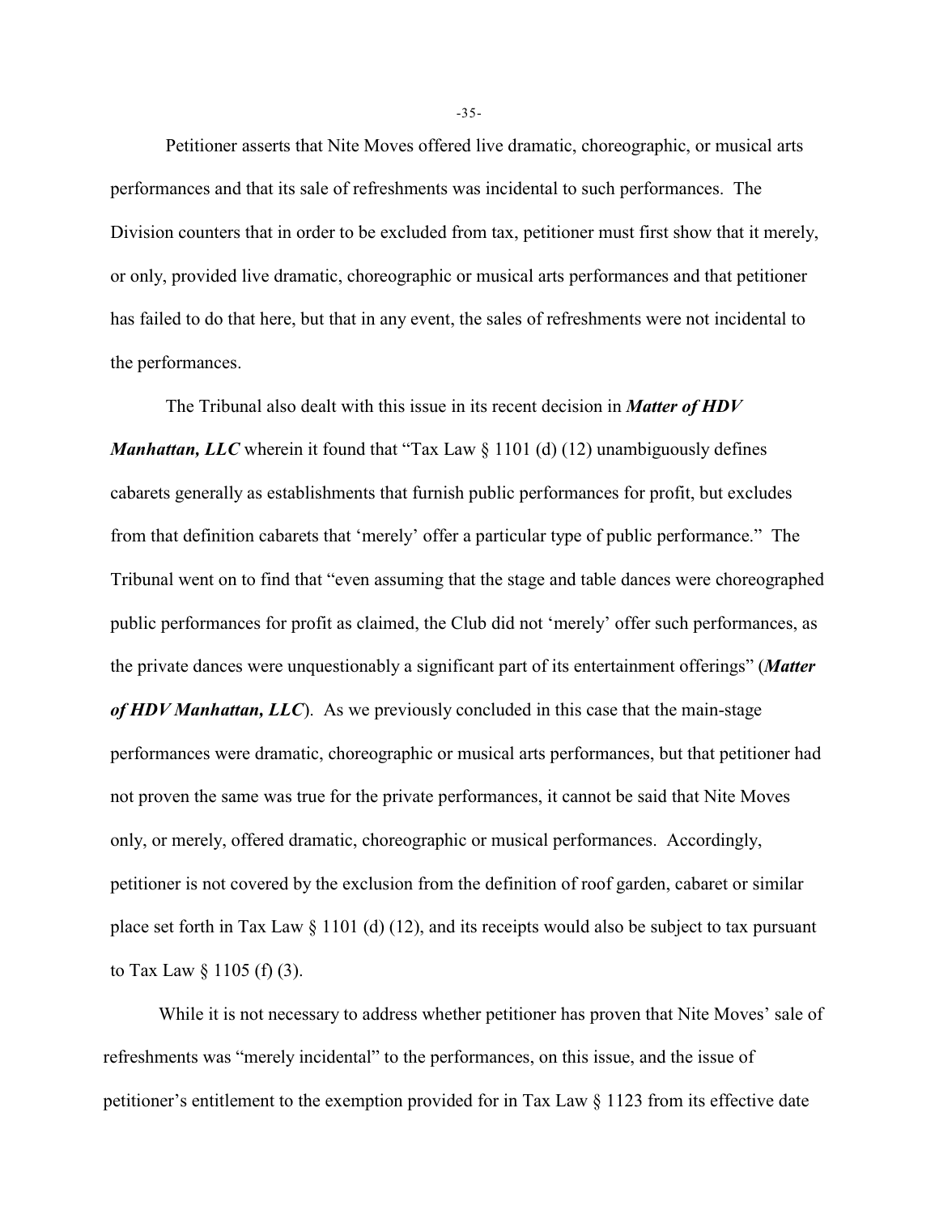Petitioner asserts that Nite Moves offered live dramatic, choreographic, or musical arts performances and that its sale of refreshments was incidental to such performances. The Division counters that in order to be excluded from tax, petitioner must first show that it merely, or only, provided live dramatic, choreographic or musical arts performances and that petitioner has failed to do that here, but that in any event, the sales of refreshments were not incidental to the performances.

The Tribunal also dealt with this issue in its recent decision in ***Matter of HDV Manhattan, LLC*** wherein it found that "Tax Law § 1101 (d) (12) unambiguously defines cabarets generally as establishments that furnish public performances for profit, but excludes from that definition cabarets that 'merely' offer a particular type of public performance." The Tribunal went on to find that "even assuming that the stage and table dances were choreographed public performances for profit as claimed, the Club did not 'merely' offer such performances, as the private dances were unquestionably a significant part of its entertainment offerings" (***Matter of HDV Manhattan, LLC***). As we previously concluded in this case that the main-stage performances were dramatic, choreographic or musical arts performances, but that petitioner had not proven the same was true for the private performances, it cannot be said that Nite Moves only, or merely, offered dramatic, choreographic or musical performances. Accordingly, petitioner is not covered by the exclusion from the definition of roof garden, cabaret or similar place set forth in Tax Law § 1101 (d) (12), and its receipts would also be subject to tax pursuant to Tax Law § 1105 (f) (3).

While it is not necessary to address whether petitioner has proven that Nite Moves' sale of refreshments was "merely incidental" to the performances, on this issue, and the issue of petitioner's entitlement to the exemption provided for in Tax Law § 1123 from its effective date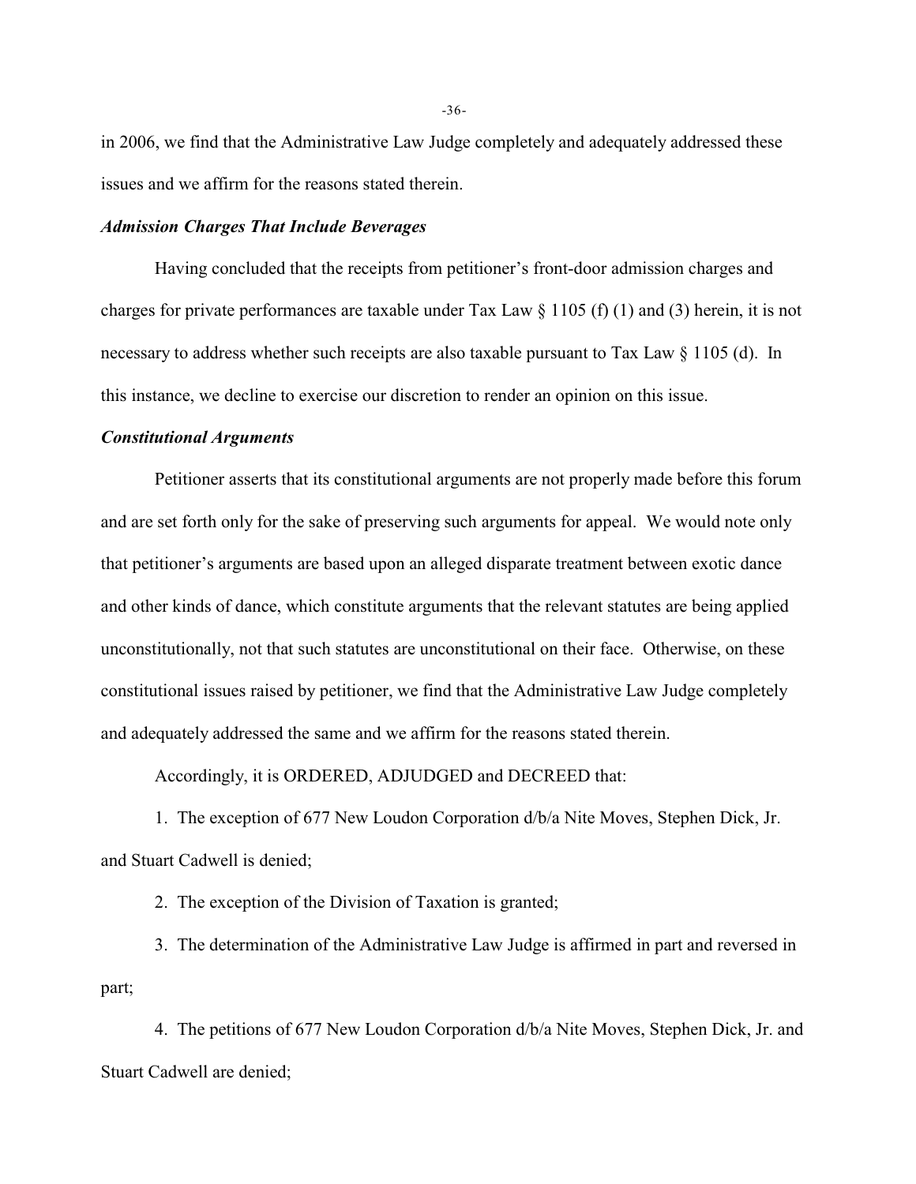in 2006, we find that the Administrative Law Judge completely and adequately addressed these issues and we affirm for the reasons stated therein.

***Admission Charges That Include Beverages***

Having concluded that the receipts from petitioner's front-door admission charges and charges for private performances are taxable under Tax Law § 1105 (f) (1) and (3) herein, it is not necessary to address whether such receipts are also taxable pursuant to Tax Law § 1105 (d). In this instance, we decline to exercise our discretion to render an opinion on this issue.

***Constitutional Arguments***

Petitioner asserts that its constitutional arguments are not properly made before this forum and are set forth only for the sake of preserving such arguments for appeal. We would note only that petitioner's arguments are based upon an alleged disparate treatment between exotic dance and other kinds of dance, which constitute arguments that the relevant statutes are being applied unconstitutionally, not that such statutes are unconstitutional on their face. Otherwise, on these constitutional issues raised by petitioner, we find that the Administrative Law Judge completely and adequately addressed the same and we affirm for the reasons stated therein.

Accordingly, it is ORDERED, ADJUDGED and DECREED that:

1. The exception of 677 New Loudon Corporation d/b/a Nite Moves, Stephen Dick, Jr. and Stuart Cadwell is denied;

2. The exception of the Division of Taxation is granted;

3. The determination of the Administrative Law Judge is affirmed in part and reversed in part;

4. The petitions of 677 New Loudon Corporation d/b/a Nite Moves, Stephen Dick, Jr. and Stuart Cadwell are denied;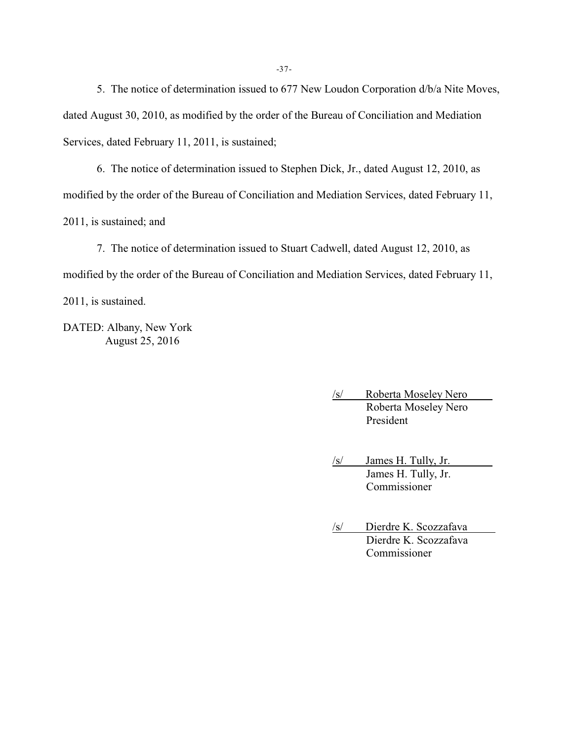5. The notice of determination issued to 677 New Loudon Corporation d/b/a Nite Moves, dated August 30, 2010, as modified by the order of the Bureau of Conciliation and Mediation Services, dated February 11, 2011, is sustained;

6. The notice of determination issued to Stephen Dick, Jr., dated August 12, 2010, as modified by the order of the Bureau of Conciliation and Mediation Services, dated February 11, 2011, is sustained; and

7. The notice of determination issued to Stuart Cadwell, dated August 12, 2010, as modified by the order of the Bureau of Conciliation and Mediation Services, dated February 11, 2011, is sustained.

DATED: Albany, New York
August 25, 2016

/s/ Roberta Moseley Nero
Roberta Moseley Nero
President

/s/ James H. Tully, Jr.
James H. Tully, Jr.
Commissioner

/s/ Dierdre K. Scozzafava
Dierdre K. Scozzafava
Commissioner